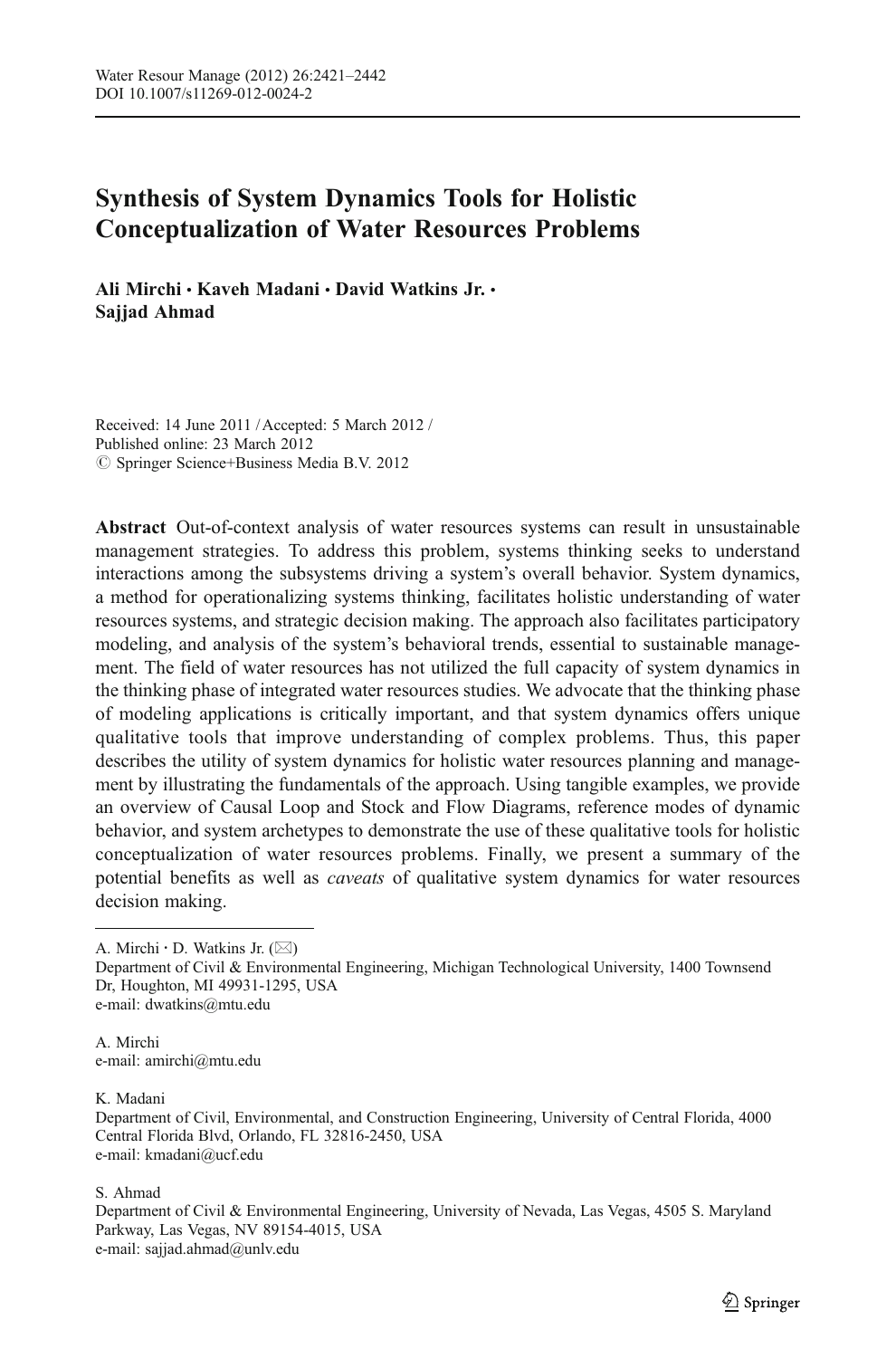# Synthesis of System Dynamics Tools for Holistic Conceptualization of Water Resources Problems

**Ali Mirchi · Kaveh Madani · David Watkins Jr. · Sajjad Ahmad**

Received: 14 June 2011 / Accepted: 5 March 2012 /
Published online: 23 March 2012
© Springer Science+Business Media B.V. 2012

**Abstract** Out-of-context analysis of water resources systems can result in unsustainable management strategies. To address this problem, systems thinking seeks to understand interactions among the subsystems driving a system's overall behavior. System dynamics, a method for operationalizing systems thinking, facilitates holistic understanding of water resources systems, and strategic decision making. The approach also facilitates participatory modeling, and analysis of the system's behavioral trends, essential to sustainable management. The field of water resources has not utilized the full capacity of system dynamics in the thinking phase of integrated water resources studies. We advocate that the thinking phase of modeling applications is critically important, and that system dynamics offers unique qualitative tools that improve understanding of complex problems. Thus, this paper describes the utility of system dynamics for holistic water resources planning and management by illustrating the fundamentals of the approach. Using tangible examples, we provide an overview of Causal Loop and Stock and Flow Diagrams, reference modes of dynamic behavior, and system archetypes to demonstrate the use of these qualitative tools for holistic conceptualization of water resources problems. Finally, we present a summary of the potential benefits as well as *caveats* of qualitative system dynamics for water resources decision making.

---

A. Mirchi · D. Watkins Jr. (✉)
Department of Civil & Environmental Engineering, Michigan Technological University, 1400 Townsend Dr, Houghton, MI 49931-1295, USA
e-mail: dwatkins@mtu.edu

A. Mirchi
e-mail: amirchi@mtu.edu

K. Madani
Department of Civil, Environmental, and Construction Engineering, University of Central Florida, 4000 Central Florida Blvd, Orlando, FL 32816-2450, USA
e-mail: kmadani@ucf.edu

S. Ahmad
Department of Civil & Environmental Engineering, University of Nevada, Las Vegas, 4505 S. Maryland Parkway, Las Vegas, NV 89154-4015, USA
e-mail: sajjad.ahmad@unlv.edu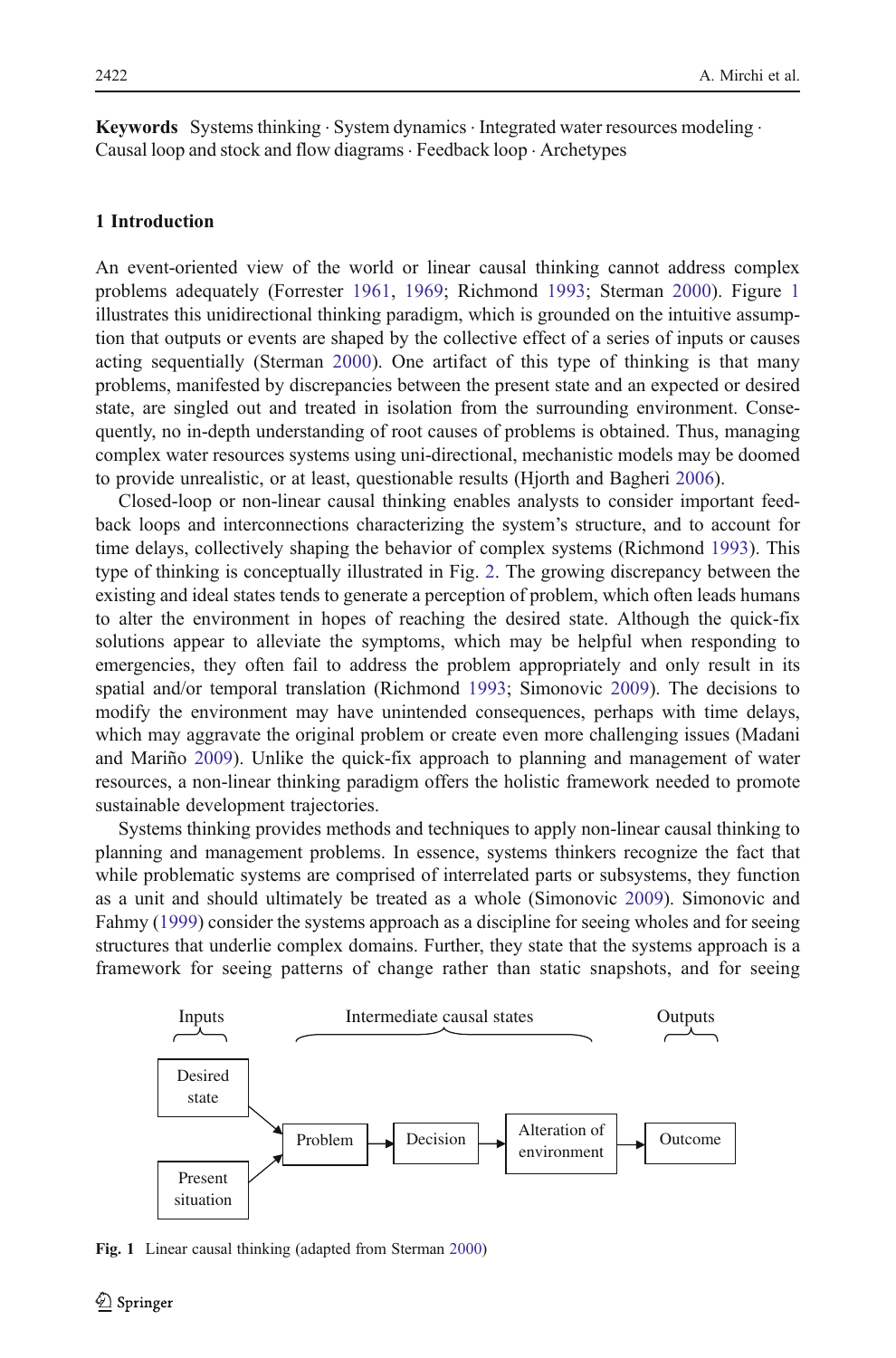**Keywords** Systems thinking · System dynamics · Integrated water resources modeling · Causal loop and stock and flow diagrams · Feedback loop · Archetypes

## 1 Introduction

An event-oriented view of the world or linear causal thinking cannot address complex problems adequately (Forrester 1961, 1969; Richmond 1993; Sterman 2000). Figure 1 illustrates this unidirectional thinking paradigm, which is grounded on the intuitive assumption that outputs or events are shaped by the collective effect of a series of inputs or causes acting sequentially (Sterman 2000). One artifact of this type of thinking is that many problems, manifested by discrepancies between the present state and an expected or desired state, are singled out and treated in isolation from the surrounding environment. Consequently, no in-depth understanding of root causes of problems is obtained. Thus, managing complex water resources systems using uni-directional, mechanistic models may be doomed to provide unrealistic, or at least, questionable results (Hjorth and Bagheri 2006).

Closed-loop or non-linear causal thinking enables analysts to consider important feedback loops and interconnections characterizing the system's structure, and to account for time delays, collectively shaping the behavior of complex systems (Richmond 1993). This type of thinking is conceptually illustrated in Fig. 2. The growing discrepancy between the existing and ideal states tends to generate a perception of problem, which often leads humans to alter the environment in hopes of reaching the desired state. Although the quick-fix solutions appear to alleviate the symptoms, which may be helpful when responding to emergencies, they often fail to address the problem appropriately and only result in its spatial and/or temporal translation (Richmond 1993; Simonovic 2009). The decisions to modify the environment may have unintended consequences, perhaps with time delays, which may aggravate the original problem or create even more challenging issues (Madani and Mariño 2009). Unlike the quick-fix approach to planning and management of water resources, a non-linear thinking paradigm offers the holistic framework needed to promote sustainable development trajectories.

Systems thinking provides methods and techniques to apply non-linear causal thinking to planning and management problems. In essence, systems thinkers recognize the fact that while problematic systems are comprised of interrelated parts or subsystems, they function as a unit and should ultimately be treated as a whole (Simonovic 2009). Simonovic and Fahmy (1999) consider the systems approach as a discipline for seeing wholes and for seeing structures that underlie complex domains. Further, they state that the systems approach is a framework for seeing patterns of change rather than static snapshots, and for seeing

Inputs

Intermediate causal states

Outputs

Desired state

Present situation

Problem

Decision

Alteration of environment

Outcome

Fig. 1 Linear causal thinking (adapted from Sterman 2000)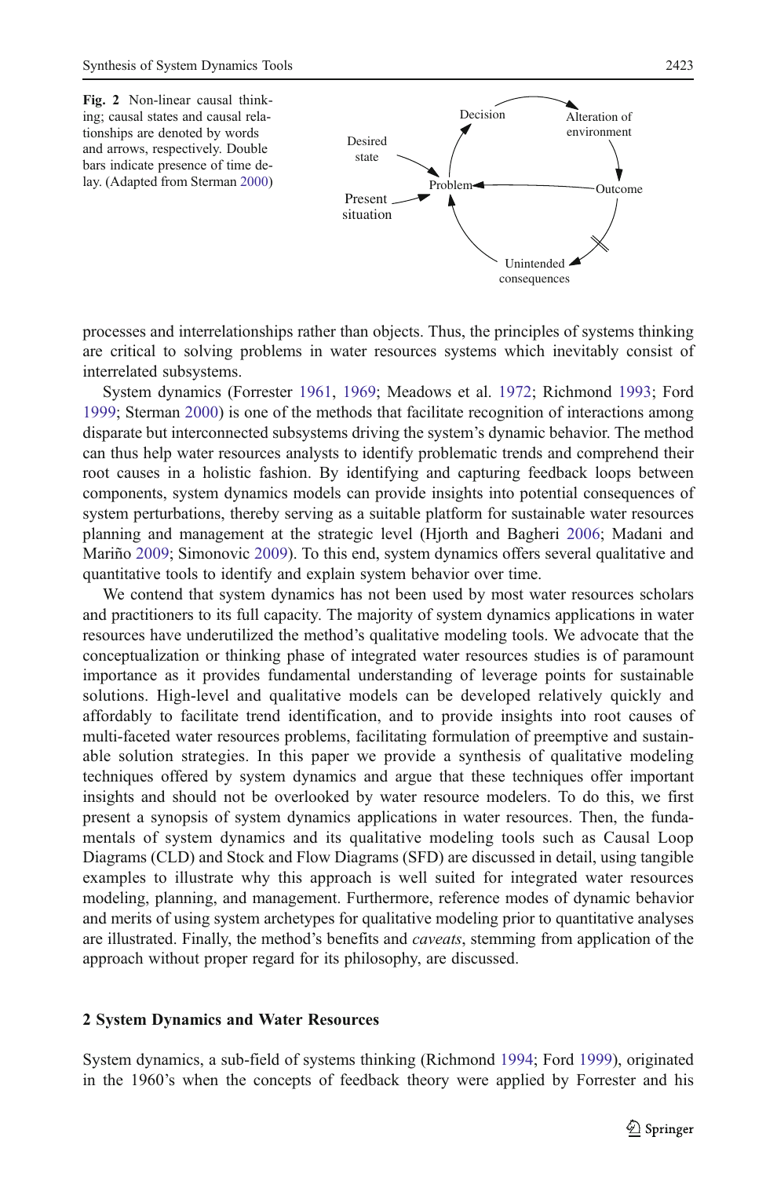Fig. 2 Non-linear causal thinking; causal states and causal relationships are denoted by words and arrows, respectively. Double bars indicate presence of time delay. (Adapted from Sterman 2000)

Decision

Alteration of environment

Desired state

Problem

Outcome

Present situation

Unintended consequences

processes and interrelationships rather than objects. Thus, the principles of systems thinking are critical to solving problems in water resources systems which inevitably consist of interrelated subsystems.

System dynamics (Forrester 1961, 1969; Meadows et al. 1972; Richmond 1993; Ford 1999; Sterman 2000) is one of the methods that facilitate recognition of interactions among disparate but interconnected subsystems driving the system's dynamic behavior. The method can thus help water resources analysts to identify problematic trends and comprehend their root causes in a holistic fashion. By identifying and capturing feedback loops between components, system dynamics models can provide insights into potential consequences of system perturbations, thereby serving as a suitable platform for sustainable water resources planning and management at the strategic level (Hjorth and Bagheri 2006; Madani and Mariño 2009; Simonovic 2009). To this end, system dynamics offers several qualitative and quantitative tools to identify and explain system behavior over time.

We contend that system dynamics has not been used by most water resources scholars and practitioners to its full capacity. The majority of system dynamics applications in water resources have underutilized the method's qualitative modeling tools. We advocate that the conceptualization or thinking phase of integrated water resources studies is of paramount importance as it provides fundamental understanding of leverage points for sustainable solutions. High-level and qualitative models can be developed relatively quickly and affordably to facilitate trend identification, and to provide insights into root causes of multi-faceted water resources problems, facilitating formulation of preemptive and sustainable solution strategies. In this paper we provide a synthesis of qualitative modeling techniques offered by system dynamics and argue that these techniques offer important insights and should not be overlooked by water resource modelers. To do this, we first present a synopsis of system dynamics applications in water resources. Then, the fundamentals of system dynamics and its qualitative modeling tools such as Causal Loop Diagrams (CLD) and Stock and Flow Diagrams (SFD) are discussed in detail, using tangible examples to illustrate why this approach is well suited for integrated water resources modeling, planning, and management. Furthermore, reference modes of dynamic behavior and merits of using system archetypes for qualitative modeling prior to quantitative analyses are illustrated. Finally, the method's benefits and *caveats*, stemming from application of the approach without proper regard for its philosophy, are discussed.

## 2 System Dynamics and Water Resources

System dynamics, a sub-field of systems thinking (Richmond 1994; Ford 1999), originated in the 1960's when the concepts of feedback theory were applied by Forrester and his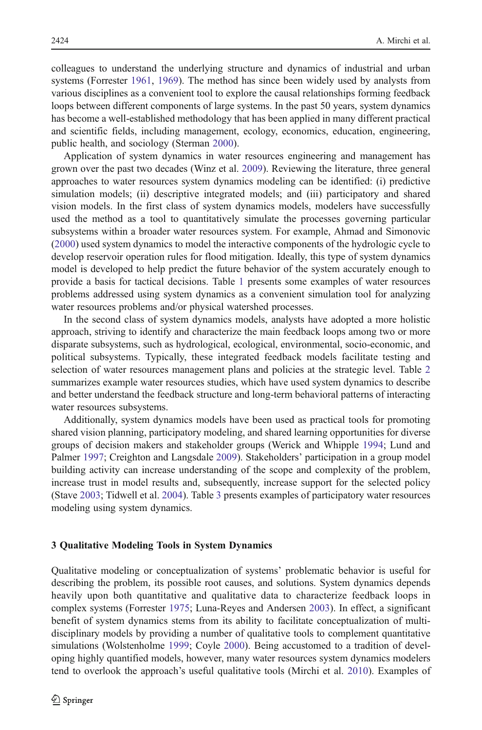colleagues to understand the underlying structure and dynamics of industrial and urban systems (Forrester 1961, 1969). The method has since been widely used by analysts from various disciplines as a convenient tool to explore the causal relationships forming feedback loops between different components of large systems. In the past 50 years, system dynamics has become a well-established methodology that has been applied in many different practical and scientific fields, including management, ecology, economics, education, engineering, public health, and sociology (Sterman 2000).

Application of system dynamics in water resources engineering and management has grown over the past two decades (Winz et al. 2009). Reviewing the literature, three general approaches to water resources system dynamics modeling can be identified: (i) predictive simulation models; (ii) descriptive integrated models; and (iii) participatory and shared vision models. In the first class of system dynamics models, modelers have successfully used the method as a tool to quantitatively simulate the processes governing particular subsystems within a broader water resources system. For example, Ahmad and Simonovic (2000) used system dynamics to model the interactive components of the hydrologic cycle to develop reservoir operation rules for flood mitigation. Ideally, this type of system dynamics model is developed to help predict the future behavior of the system accurately enough to provide a basis for tactical decisions. Table 1 presents some examples of water resources problems addressed using system dynamics as a convenient simulation tool for analyzing water resources problems and/or physical watershed processes.

In the second class of system dynamics models, analysts have adopted a more holistic approach, striving to identify and characterize the main feedback loops among two or more disparate subsystems, such as hydrological, ecological, environmental, socio-economic, and political subsystems. Typically, these integrated feedback models facilitate testing and selection of water resources management plans and policies at the strategic level. Table 2 summarizes example water resources studies, which have used system dynamics to describe and better understand the feedback structure and long-term behavioral patterns of interacting water resources subsystems.

Additionally, system dynamics models have been used as practical tools for promoting shared vision planning, participatory modeling, and shared learning opportunities for diverse groups of decision makers and stakeholder groups (Werick and Whipple 1994; Lund and Palmer 1997; Creighton and Langsdale 2009). Stakeholders' participation in a group model building activity can increase understanding of the scope and complexity of the problem, increase trust in model results and, subsequently, increase support for the selected policy (Stave 2003; Tidwell et al. 2004). Table 3 presents examples of participatory water resources modeling using system dynamics.

## 3 Qualitative Modeling Tools in System Dynamics

Qualitative modeling or conceptualization of systems' problematic behavior is useful for describing the problem, its possible root causes, and solutions. System dynamics depends heavily upon both quantitative and qualitative data to characterize feedback loops in complex systems (Forrester 1975; Luna-Reyes and Andersen 2003). In effect, a significant benefit of system dynamics stems from its ability to facilitate conceptualization of multi-disciplinary models by providing a number of qualitative tools to complement quantitative simulations (Wolstenholme 1999; Coyle 2000). Being accustomed to a tradition of developing highly quantified models, however, many water resources system dynamics modelers tend to overlook the approach's useful qualitative tools (Mirchi et al. 2010). Examples of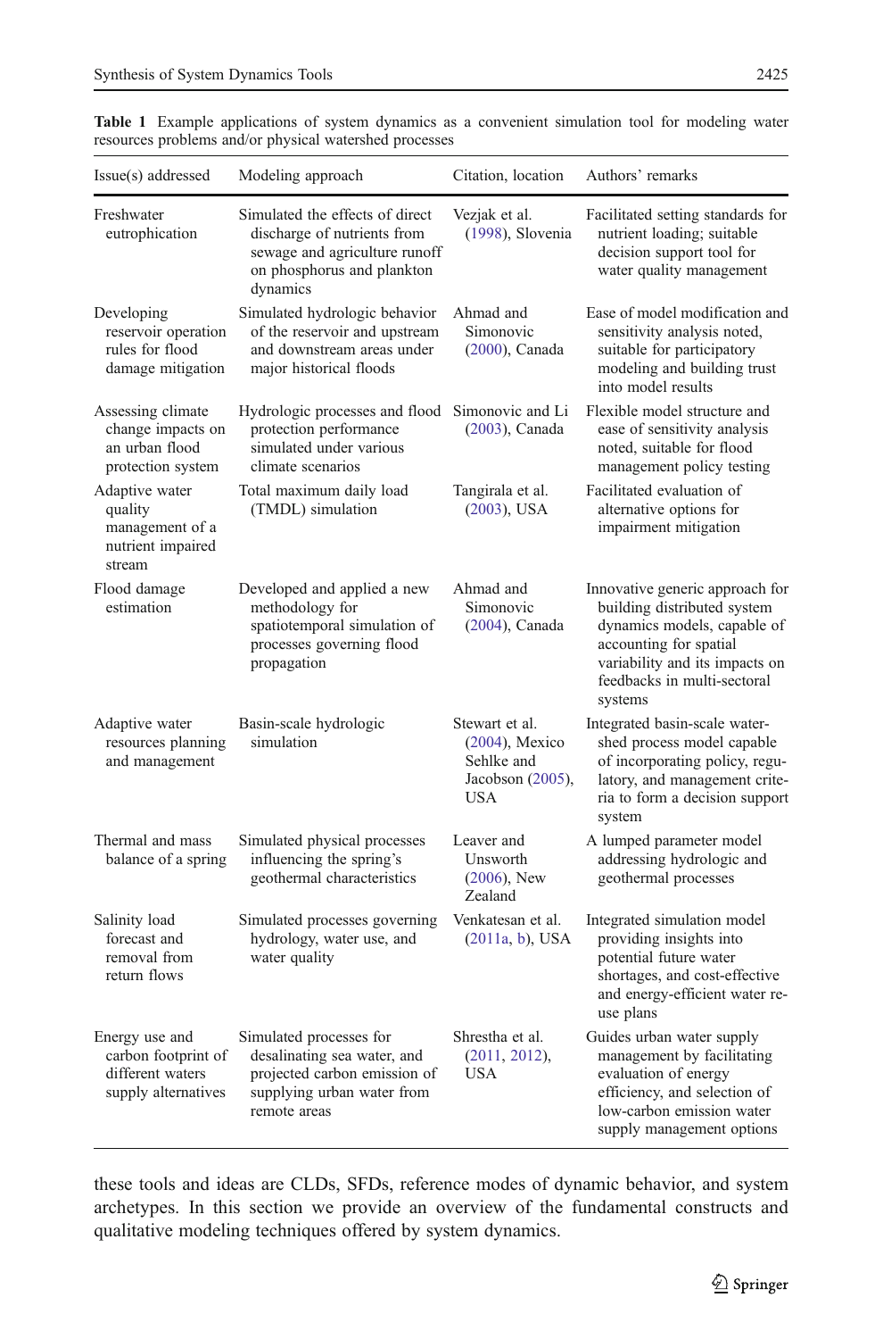**Table 1** Example applications of system dynamics as a convenient simulation tool for modeling water resources problems and/or physical watershed processes

| Issue(s) addressed | Modeling approach | Citation, location | Authors' remarks |
|---|---|---|---|
| Freshwater eutrophication | Simulated the effects of direct discharge of nutrients from sewage and agriculture runoff on phosphorus and plankton dynamics | Vezjak et al. (1998), Slovenia | Facilitated setting standards for nutrient loading; suitable decision support tool for water quality management |
| Developing reservoir operation rules for flood damage mitigation | Simulated hydrologic behavior of the reservoir and upstream and downstream areas under major historical floods | Ahmad and Simonovic (2000), Canada | Ease of model modification and sensitivity analysis noted, suitable for participatory modeling and building trust into model results |
| Assessing climate change impacts on an urban flood protection system | Hydrologic processes and flood protection performance simulated under various climate scenarios | Simonovic and Li (2003), Canada | Flexible model structure and ease of sensitivity analysis noted, suitable for flood management policy testing |
| Adaptive water quality management of a nutrient impaired stream | Total maximum daily load (TMDL) simulation | Tangirala et al. (2003), USA | Facilitated evaluation of alternative options for impairment mitigation |
| Flood damage estimation | Developed and applied a new methodology for spatiotemporal simulation of processes governing flood propagation | Ahmad and Simonovic (2004), Canada | Innovative generic approach for building distributed system dynamics models, capable of accounting for spatial variability and its impacts on feedbacks in multi-sectoral systems |
| Adaptive water resources planning and management | Basin-scale hydrologic simulation | Stewart et al. (2004), Mexico Sehlke and Jacobson (2005), USA | Integrated basin-scale watershed process model capable of incorporating policy, regulatory, and management criteria to form a decision support system |
| Thermal and mass balance of a spring | Simulated physical processes influencing the spring's geothermal characteristics | Leaver and Unsworth (2006), New Zealand | A lumped parameter model addressing hydrologic and geothermal processes |
| Salinity load forecast and removal from return flows | Simulated processes governing hydrology, water use, and water quality | Venkatesan et al. (2011a, b), USA | Integrated simulation model providing insights into potential future water shortages, and cost-effective and energy-efficient water re-use plans |
| Energy use and carbon footprint of different waters supply alternatives | Simulated processes for desalinating sea water, and projected carbon emission of supplying urban water from remote areas | Shrestha et al. (2011, 2012), USA | Guides urban water supply management by facilitating evaluation of energy efficiency, and selection of low-carbon emission water supply management options |

these tools and ideas are CLDs, SFDs, reference modes of dynamic behavior, and system archetypes. In this section we provide an overview of the fundamental constructs and qualitative modeling techniques offered by system dynamics.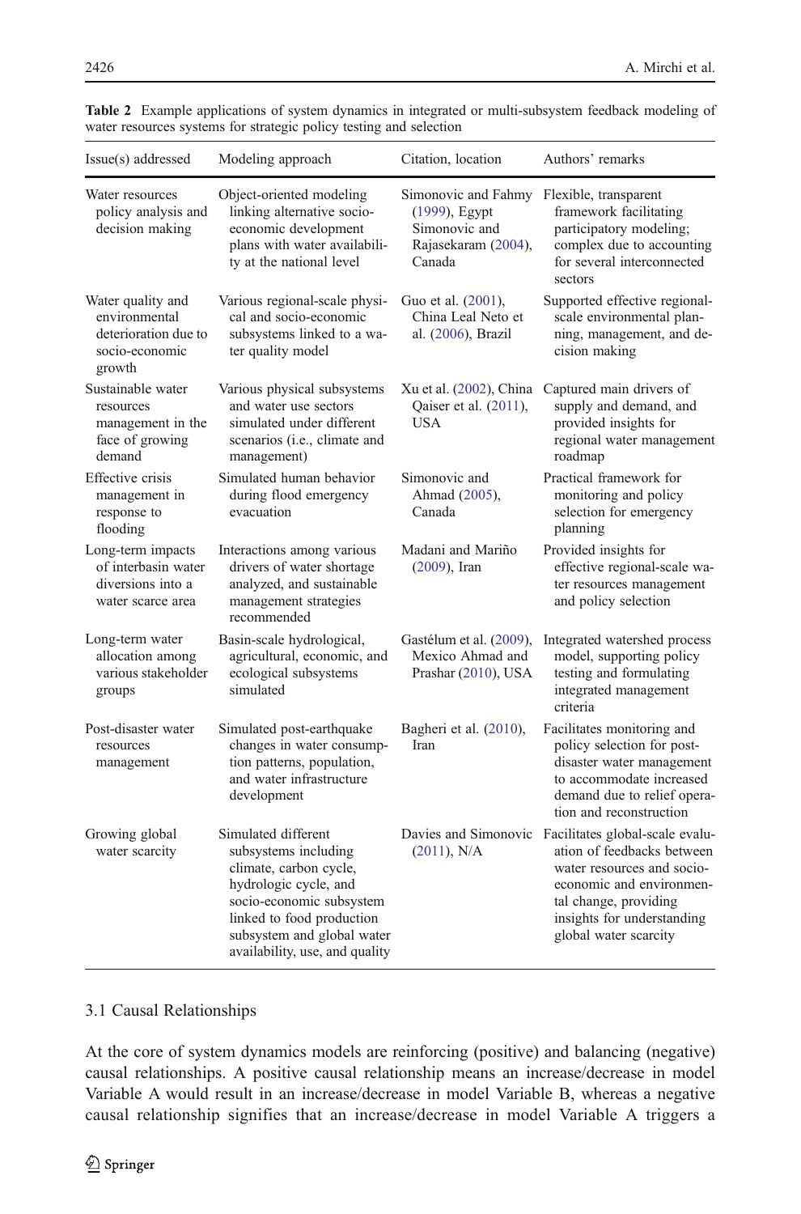**Table 2** Example applications of system dynamics in integrated or multi-subsystem feedback modeling of water resources systems for strategic policy testing and selection

| Issue(s) addressed | Modeling approach | Citation, location | Authors' remarks |
|---|---|---|---|
| Water resources policy analysis and decision making | Object-oriented modeling linking alternative socio-economic development plans with water availability at the national level | Simonovic and Fahmy (1999), Egypt Simonovic and Rajasekaram (2004), Canada | Flexible, transparent framework facilitating participatory modeling; complex due to accounting for several interconnected sectors |
| Water quality and environmental deterioration due to socio-economic growth | Various regional-scale physical and socio-economic subsystems linked to a water quality model | Guo et al. (2001), China Leal Neto et al. (2006), Brazil | Supported effective regional-scale environmental planning, management, and decision making |
| Sustainable water resources management in the face of growing demand | Various physical subsystems and water use sectors simulated under different scenarios (i.e., climate and management) | Xu et al. (2002), China Qaiser et al. (2011), USA | Captured main drivers of supply and demand, and provided insights for regional water management roadmap |
| Effective crisis management in response to flooding | Simulated human behavior during flood emergency evacuation | Simonovic and Ahmad (2005), Canada | Practical framework for monitoring and policy selection for emergency planning |
| Long-term impacts of interbasin water diversions into a water scarce area | Interactions among various drivers of water shortage analyzed, and sustainable management strategies recommended | Madani and Mariño (2009), Iran | Provided insights for effective regional-scale water resources management and policy selection |
| Long-term water allocation among various stakeholder groups | Basin-scale hydrological, agricultural, economic, and ecological subsystems simulated | Gastélum et al. (2009), Mexico Ahmad and Prashar (2010), USA | Integrated watershed process model, supporting policy testing and formulating integrated management criteria |
| Post-disaster water resources management | Simulated post-earthquake changes in water consumption patterns, population, and water infrastructure development | Bagheri et al. (2010), Iran | Facilitates monitoring and policy selection for post-disaster water management to accommodate increased demand due to relief operation and reconstruction |
| Growing global water scarcity | Simulated different subsystems including climate, carbon cycle, hydrologic cycle, and socio-economic subsystem linked to food production subsystem and global water availability, use, and quality | Davies and Simonovic (2011), N/A | Facilitates global-scale evaluation of feedbacks between water resources and socio-economic and environmental change, providing insights for understanding global water scarcity |

### 3.1 Causal Relationships

At the core of system dynamics models are reinforcing (positive) and balancing (negative) causal relationships. A positive causal relationship means an increase/decrease in model Variable A would result in an increase/decrease in model Variable B, whereas a negative causal relationship signifies that an increase/decrease in model Variable A triggers a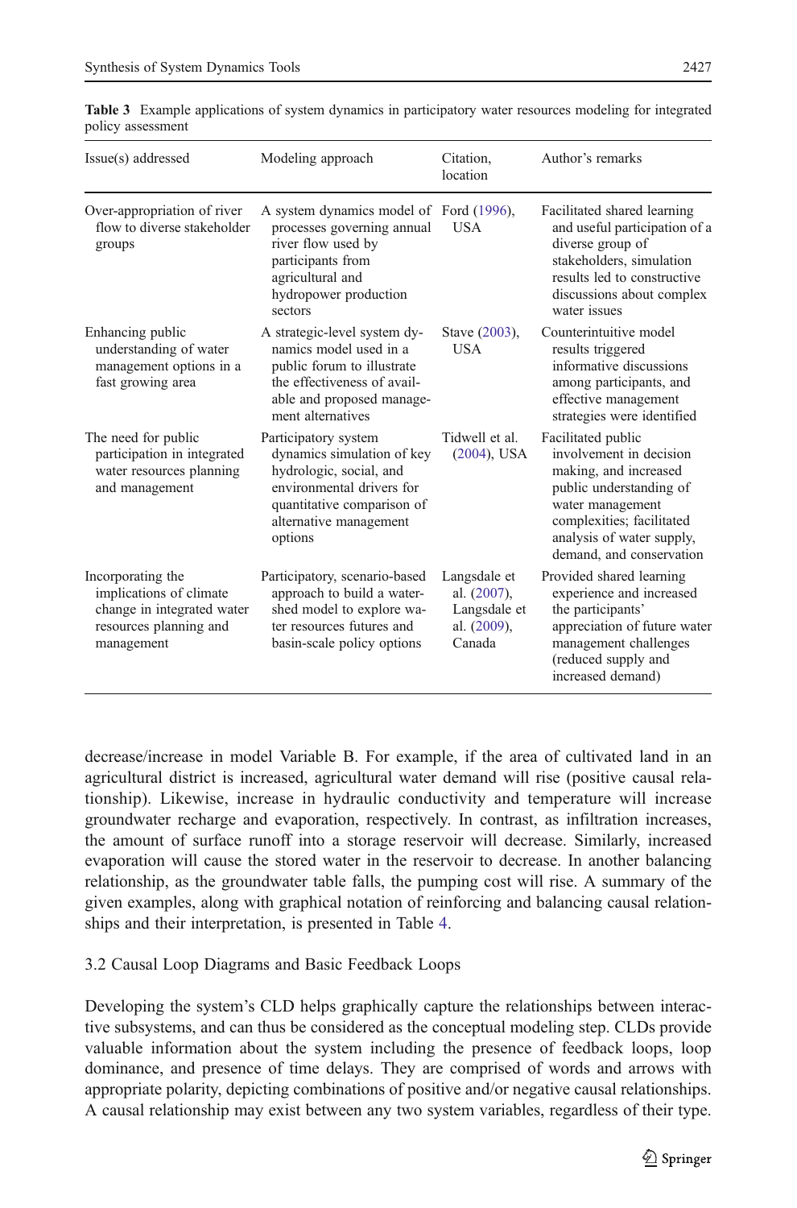**Table 3** Example applications of system dynamics in participatory water resources modeling for integrated policy assessment

| Issue(s) addressed | Modeling approach | Citation, location | Author's remarks |
|---|---|---|---|
| Over-appropriation of river flow to diverse stakeholder groups | A system dynamics model of processes governing annual river flow used by participants from agricultural and hydropower production sectors | Ford (1996), USA | Facilitated shared learning and useful participation of a diverse group of stakeholders, simulation results led to constructive discussions about complex water issues |
| Enhancing public understanding of water management options in a fast growing area | A strategic-level system dynamics model used in a public forum to illustrate the effectiveness of available and proposed management alternatives | Stave (2003), USA | Counterintuitive model results triggered informative discussions among participants, and effective management strategies were identified |
| The need for public participation in integrated water resources planning and management | Participatory system dynamics simulation of key hydrologic, social, and environmental drivers for quantitative comparison of alternative management options | Tidwell et al. (2004), USA | Facilitated public involvement in decision making, and increased public understanding of water management complexities; facilitated analysis of water supply, demand, and conservation |
| Incorporating the implications of climate change in integrated water resources planning and management | Participatory, scenario-based approach to build a watershed model to explore water resources futures and basin-scale policy options | Langsdale et al. (2007), Langsdale et al. (2009), Canada | Provided shared learning experience and increased the participants' appreciation of future water management challenges (reduced supply and increased demand) |

decrease/increase in model Variable B. For example, if the area of cultivated land in an agricultural district is increased, agricultural water demand will rise (positive causal relationship). Likewise, increase in hydraulic conductivity and temperature will increase groundwater recharge and evaporation, respectively. In contrast, as infiltration increases, the amount of surface runoff into a storage reservoir will decrease. Similarly, increased evaporation will cause the stored water in the reservoir to decrease. In another balancing relationship, as the groundwater table falls, the pumping cost will rise. A summary of the given examples, along with graphical notation of reinforcing and balancing causal relationships and their interpretation, is presented in Table 4.

### 3.2 Causal Loop Diagrams and Basic Feedback Loops

Developing the system's CLD helps graphically capture the relationships between interactive subsystems, and can thus be considered as the conceptual modeling step. CLDs provide valuable information about the system including the presence of feedback loops, loop dominance, and presence of time delays. They are comprised of words and arrows with appropriate polarity, depicting combinations of positive and/or negative causal relationships. A causal relationship may exist between any two system variables, regardless of their type.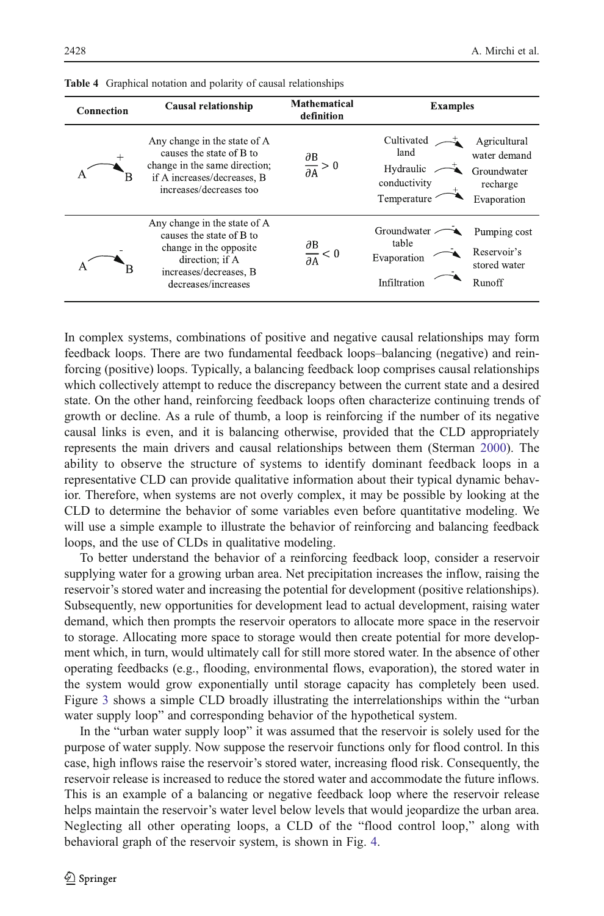**Table 4** Graphical notation and polarity of causal relationships

| Connection | Causal relationship | Mathematical definition | Examples |
|---|---|---|---|
| A →(+) B | Any change in the state of A causes the state of B to change in the same direction; if A increases/decreases, B increases/decreases too | $\frac{\partial B}{\partial A} > 0$ | Cultivated land →(+) Agricultural water demand<br>Hydraulic conductivity →(+) Groundwater recharge<br>Temperature →(+) Evaporation |
| A →(-) B | Any change in the state of A causes the state of B to change in the opposite direction; if A increases/decreases, B decreases/increases | $\frac{\partial B}{\partial A} < 0$ | Groundwater table →(-) Pumping cost<br>Evaporation →(-) Reservoir's stored water<br>Infiltration →(-) Runoff |

In complex systems, combinations of positive and negative causal relationships may form feedback loops. There are two fundamental feedback loops–balancing (negative) and reinforcing (positive) loops. Typically, a balancing feedback loop comprises causal relationships which collectively attempt to reduce the discrepancy between the current state and a desired state. On the other hand, reinforcing feedback loops often characterize continuing trends of growth or decline. As a rule of thumb, a loop is reinforcing if the number of its negative causal links is even, and it is balancing otherwise, provided that the CLD appropriately represents the main drivers and causal relationships between them (Sterman 2000). The ability to observe the structure of systems to identify dominant feedback loops in a representative CLD can provide qualitative information about their typical dynamic behavior. Therefore, when systems are not overly complex, it may be possible by looking at the CLD to determine the behavior of some variables even before quantitative modeling. We will use a simple example to illustrate the behavior of reinforcing and balancing feedback loops, and the use of CLDs in qualitative modeling.

To better understand the behavior of a reinforcing feedback loop, consider a reservoir supplying water for a growing urban area. Net precipitation increases the inflow, raising the reservoir's stored water and increasing the potential for development (positive relationships). Subsequently, new opportunities for development lead to actual development, raising water demand, which then prompts the reservoir operators to allocate more space in the reservoir to storage. Allocating more space to storage would then create potential for more development which, in turn, would ultimately call for still more stored water. In the absence of other operating feedbacks (e.g., flooding, environmental flows, evaporation), the stored water in the system would grow exponentially until storage capacity has completely been used. Figure 3 shows a simple CLD broadly illustrating the interrelationships within the "urban water supply loop" and corresponding behavior of the hypothetical system.

In the "urban water supply loop" it was assumed that the reservoir is solely used for the purpose of water supply. Now suppose the reservoir functions only for flood control. In this case, high inflows raise the reservoir's stored water, increasing flood risk. Consequently, the reservoir release is increased to reduce the stored water and accommodate the future inflows. This is an example of a balancing or negative feedback loop where the reservoir release helps maintain the reservoir's water level below levels that would jeopardize the urban area. Neglecting all other operating loops, a CLD of the "flood control loop," along with behavioral graph of the reservoir system, is shown in Fig. 4.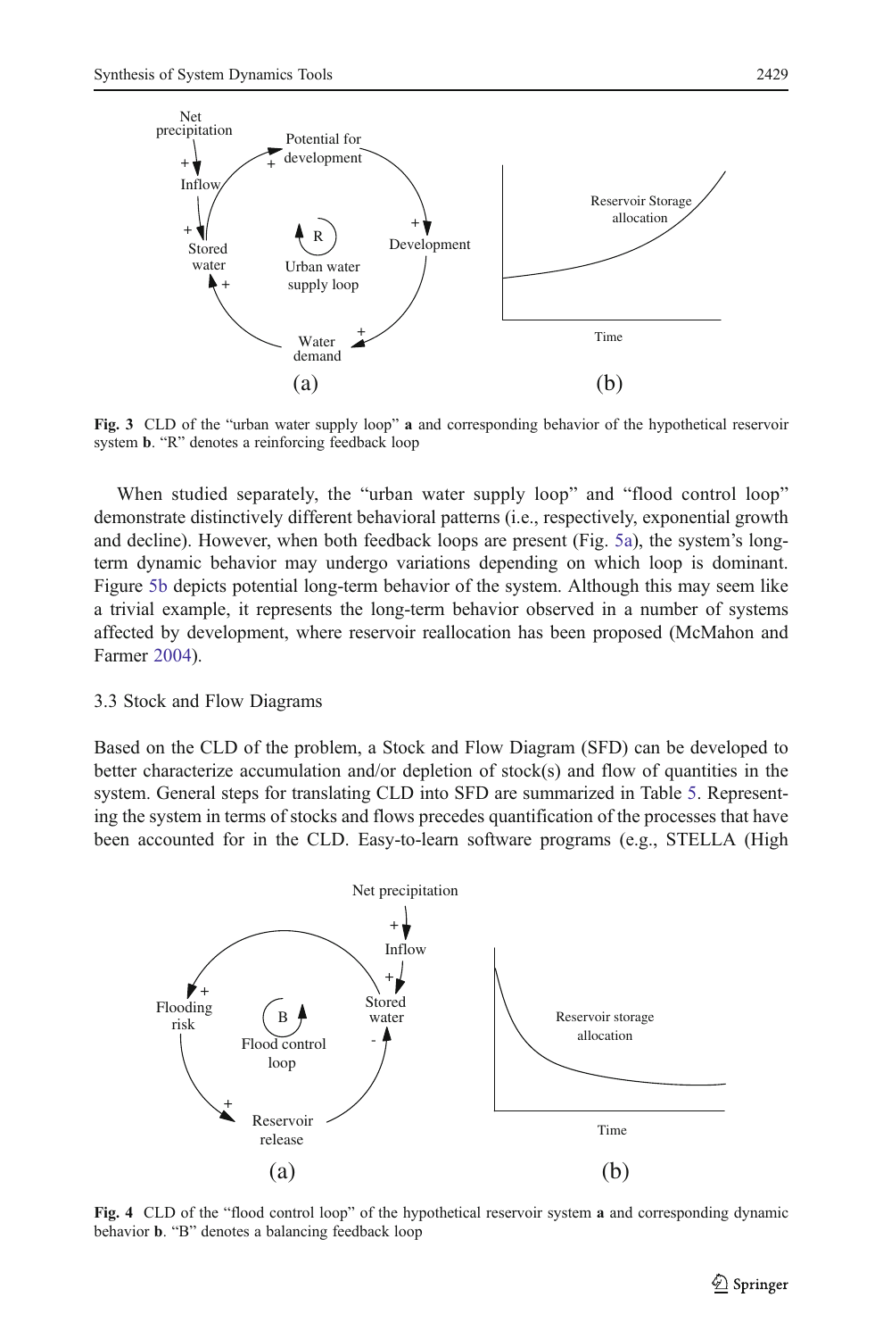Net precipitation

Inflow

Stored water

Potential for development

Development

Water demand

R

Urban water supply loop

(a)

Reservoir Storage allocation

Time

(b)

**Fig. 3** CLD of the "urban water supply loop" **a** and corresponding behavior of the hypothetical reservoir system **b**. "R" denotes a reinforcing feedback loop

When studied separately, the "urban water supply loop" and "flood control loop" demonstrate distinctively different behavioral patterns (i.e., respectively, exponential growth and decline). However, when both feedback loops are present (Fig. 5a), the system's long-term dynamic behavior may undergo variations depending on which loop is dominant. Figure 5b depicts potential long-term behavior of the system. Although this may seem like a trivial example, it represents the long-term behavior observed in a number of systems affected by development, where reservoir reallocation has been proposed (McMahon and Farmer 2004).

### 3.3 Stock and Flow Diagrams

Based on the CLD of the problem, a Stock and Flow Diagram (SFD) can be developed to better characterize accumulation and/or depletion of stock(s) and flow of quantities in the system. General steps for translating CLD into SFD are summarized in Table 5. Representing the system in terms of stocks and flows precedes quantification of the processes that have been accounted for in the CLD. Easy-to-learn software programs (e.g., STELLA (High

Net precipitation

Inflow

Stored water

Flooding risk

B

Flood control loop

Reservoir release

(a)

Reservoir storage allocation

Time

(b)

**Fig. 4** CLD of the "flood control loop" of the hypothetical reservoir system **a** and corresponding dynamic behavior **b**. "B" denotes a balancing feedback loop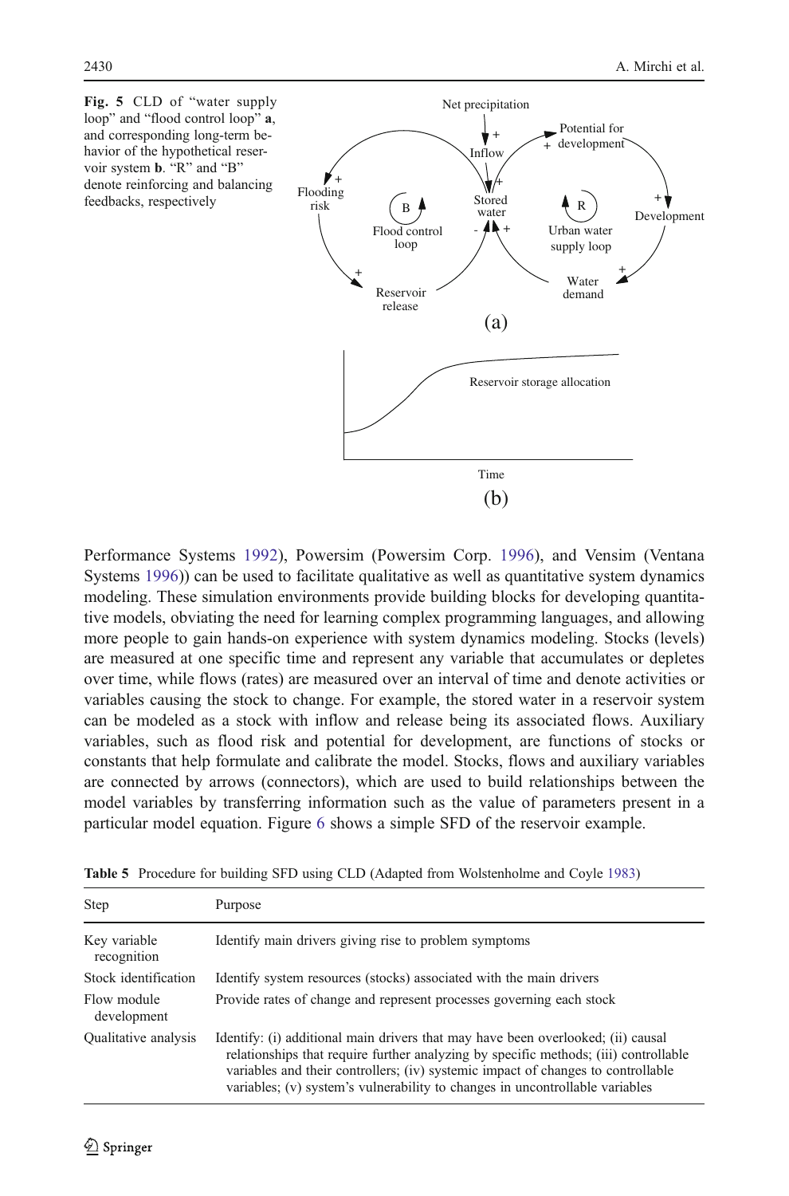**Fig. 5** CLD of "water supply loop" and "flood control loop" **a**, and corresponding long-term behavior of the hypothetical reservoir system **b**. "R" and "B" denote reinforcing and balancing feedbacks, respectively

Net precipitation

Inflow

Potential for development

Flooding risk

B

Flood control loop

Stored water

R

Urban water supply loop

Development

Reservoir release

Water demand

(a)

Reservoir storage allocation

Time

(b)

Performance Systems 1992), Powersim (Powersim Corp. 1996), and Vensim (Ventana Systems 1996)) can be used to facilitate qualitative as well as quantitative system dynamics modeling. These simulation environments provide building blocks for developing quantitative models, obviating the need for learning complex programming languages, and allowing more people to gain hands-on experience with system dynamics modeling. Stocks (levels) are measured at one specific time and represent any variable that accumulates or depletes over time, while flows (rates) are measured over an interval of time and denote activities or variables causing the stock to change. For example, the stored water in a reservoir system can be modeled as a stock with inflow and release being its associated flows. Auxiliary variables, such as flood risk and potential for development, are functions of stocks or constants that help formulate and calibrate the model. Stocks, flows and auxiliary variables are connected by arrows (connectors), which are used to build relationships between the model variables by transferring information such as the value of parameters present in a particular model equation. Figure 6 shows a simple SFD of the reservoir example.

**Table 5** Procedure for building SFD using CLD (Adapted from Wolstenholme and Coyle 1983)

| Step | Purpose |
|---|---|
| Key variable recognition | Identify main drivers giving rise to problem symptoms |
| Stock identification | Identify system resources (stocks) associated with the main drivers |
| Flow module development | Provide rates of change and represent processes governing each stock |
| Qualitative analysis | Identify: (i) additional main drivers that may have been overlooked; (ii) causal relationships that require further analyzing by specific methods; (iii) controllable variables and their controllers; (iv) systemic impact of changes to controllable variables; (v) system's vulnerability to changes in uncontrollable variables |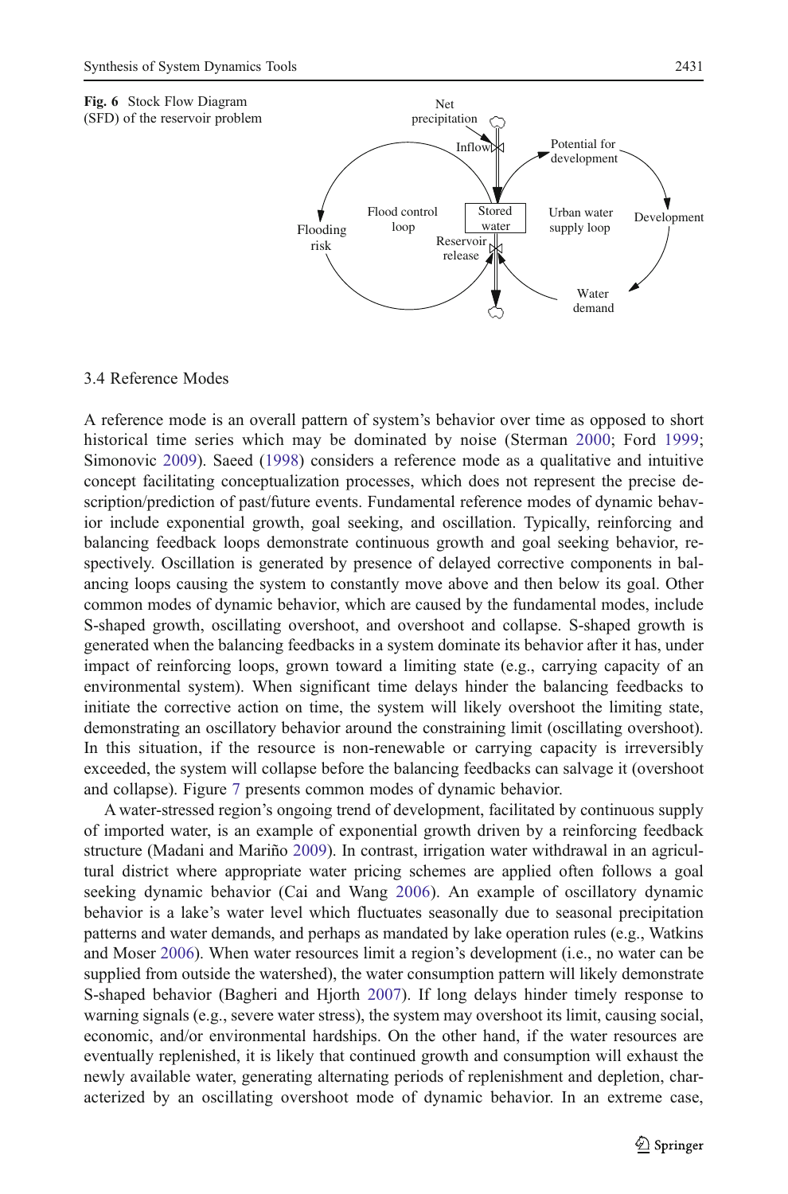**Fig. 6** Stock Flow Diagram (SFD) of the reservoir problem

Net precipitation

Inflow

Potential for development

Flood control loop

Stored water

Urban water supply loop

Development

Flooding risk

Reservoir release

Water demand

### 3.4 Reference Modes

A reference mode is an overall pattern of system's behavior over time as opposed to short historical time series which may be dominated by noise (Sterman 2000; Ford 1999; Simonovic 2009). Saeed (1998) considers a reference mode as a qualitative and intuitive concept facilitating conceptualization processes, which does not represent the precise description/prediction of past/future events. Fundamental reference modes of dynamic behavior include exponential growth, goal seeking, and oscillation. Typically, reinforcing and balancing feedback loops demonstrate continuous growth and goal seeking behavior, respectively. Oscillation is generated by presence of delayed corrective components in balancing loops causing the system to constantly move above and then below its goal. Other common modes of dynamic behavior, which are caused by the fundamental modes, include S-shaped growth, oscillating overshoot, and overshoot and collapse. S-shaped growth is generated when the balancing feedbacks in a system dominate its behavior after it has, under impact of reinforcing loops, grown toward a limiting state (e.g., carrying capacity of an environmental system). When significant time delays hinder the balancing feedbacks to initiate the corrective action on time, the system will likely overshoot the limiting state, demonstrating an oscillatory behavior around the constraining limit (oscillating overshoot). In this situation, if the resource is non-renewable or carrying capacity is irreversibly exceeded, the system will collapse before the balancing feedbacks can salvage it (overshoot and collapse). Figure 7 presents common modes of dynamic behavior.

A water-stressed region's ongoing trend of development, facilitated by continuous supply of imported water, is an example of exponential growth driven by a reinforcing feedback structure (Madani and Mariño 2009). In contrast, irrigation water withdrawal in an agricultural district where appropriate water pricing schemes are applied often follows a goal seeking dynamic behavior (Cai and Wang 2006). An example of oscillatory dynamic behavior is a lake's water level which fluctuates seasonally due to seasonal precipitation patterns and water demands, and perhaps as mandated by lake operation rules (e.g., Watkins and Moser 2006). When water resources limit a region's development (i.e., no water can be supplied from outside the watershed), the water consumption pattern will likely demonstrate S-shaped behavior (Bagheri and Hjorth 2007). If long delays hinder timely response to warning signals (e.g., severe water stress), the system may overshoot its limit, causing social, economic, and/or environmental hardships. On the other hand, if the water resources are eventually replenished, it is likely that continued growth and consumption will exhaust the newly available water, generating alternating periods of replenishment and depletion, characterized by an oscillating overshoot mode of dynamic behavior. In an extreme case,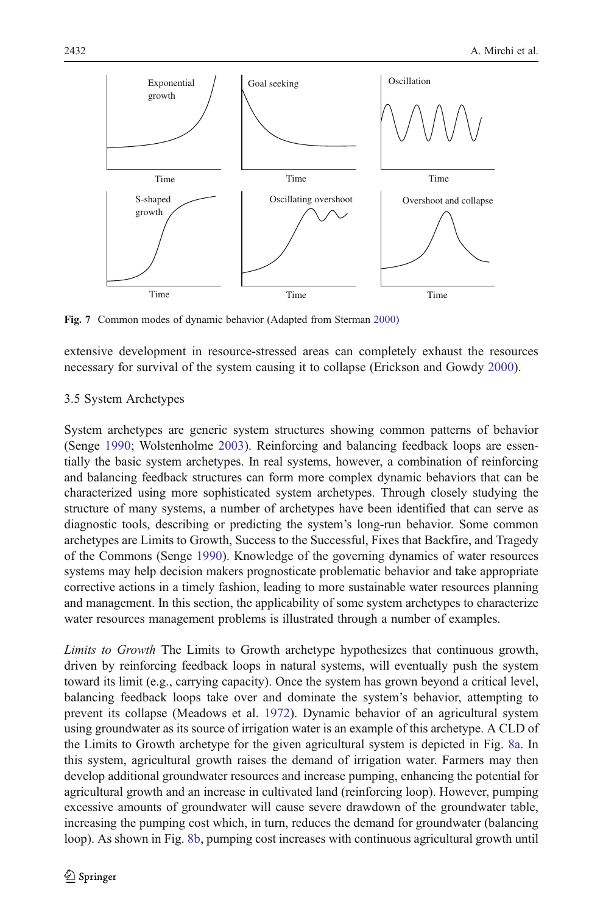Exponential growth

Time

Goal seeking

Time

Oscillation

Time

S-shaped growth

Time

Oscillating overshoot

Time

Overshoot and collapse

Time

**Fig. 7** Common modes of dynamic behavior (Adapted from Sterman 2000)

extensive development in resource-stressed areas can completely exhaust the resources necessary for survival of the system causing it to collapse (Erickson and Gowdy 2000).

### 3.5 System Archetypes

System archetypes are generic system structures showing common patterns of behavior (Senge 1990; Wolstenholme 2003). Reinforcing and balancing feedback loops are essentially the basic system archetypes. In real systems, however, a combination of reinforcing and balancing feedback structures can form more complex dynamic behaviors that can be characterized using more sophisticated system archetypes. Through closely studying the structure of many systems, a number of archetypes have been identified that can serve as diagnostic tools, describing or predicting the system's long-run behavior. Some common archetypes are Limits to Growth, Success to the Successful, Fixes that Backfire, and Tragedy of the Commons (Senge 1990). Knowledge of the governing dynamics of water resources systems may help decision makers prognosticate problematic behavior and take appropriate corrective actions in a timely fashion, leading to more sustainable water resources planning and management. In this section, the applicability of some system archetypes to characterize water resources management problems is illustrated through a number of examples.

*Limits to Growth* The Limits to Growth archetype hypothesizes that continuous growth, driven by reinforcing feedback loops in natural systems, will eventually push the system toward its limit (e.g., carrying capacity). Once the system has grown beyond a critical level, balancing feedback loops take over and dominate the system's behavior, attempting to prevent its collapse (Meadows et al. 1972). Dynamic behavior of an agricultural system using groundwater as its source of irrigation water is an example of this archetype. A CLD of the Limits to Growth archetype for the given agricultural system is depicted in Fig. 8a. In this system, agricultural growth raises the demand of irrigation water. Farmers may then develop additional groundwater resources and increase pumping, enhancing the potential for agricultural growth and an increase in cultivated land (reinforcing loop). However, pumping excessive amounts of groundwater will cause severe drawdown of the groundwater table, increasing the pumping cost which, in turn, reduces the demand for groundwater (balancing loop). As shown in Fig. 8b, pumping cost increases with continuous agricultural growth until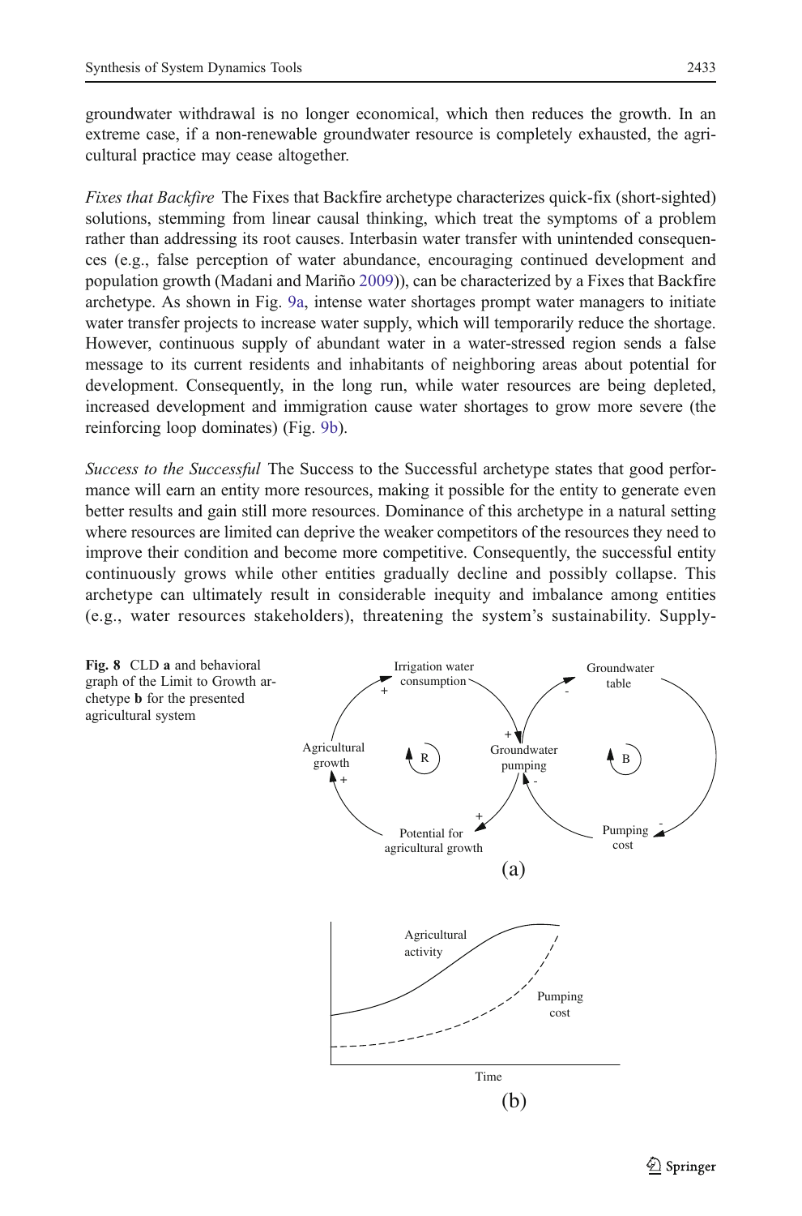groundwater withdrawal is no longer economical, which then reduces the growth. In an extreme case, if a non-renewable groundwater resource is completely exhausted, the agricultural practice may cease altogether.

*Fixes that Backfire* The Fixes that Backfire archetype characterizes quick-fix (short-sighted) solutions, stemming from linear causal thinking, which treat the symptoms of a problem rather than addressing its root causes. Interbasin water transfer with unintended consequences (e.g., false perception of water abundance, encouraging continued development and population growth (Madani and Mariño 2009)), can be characterized by a Fixes that Backfire archetype. As shown in Fig. 9a, intense water shortages prompt water managers to initiate water transfer projects to increase water supply, which will temporarily reduce the shortage. However, continuous supply of abundant water in a water-stressed region sends a false message to its current residents and inhabitants of neighboring areas about potential for development. Consequently, in the long run, while water resources are being depleted, increased development and immigration cause water shortages to grow more severe (the reinforcing loop dominates) (Fig. 9b).

*Success to the Successful* The Success to the Successful archetype states that good performance will earn an entity more resources, making it possible for the entity to generate even better results and gain still more resources. Dominance of this archetype in a natural setting where resources are limited can deprive the weaker competitors of the resources they need to improve their condition and become more competitive. Consequently, the successful entity continuously grows while other entities gradually decline and possibly collapse. This archetype can ultimately result in considerable inequity and imbalance among entities (e.g., water resources stakeholders), threatening the system's sustainability. Supply-

Irrigation water consumption
Groundwater table
Agricultural growth
R
Groundwater pumping
B
Potential for agricultural growth
Pumping cost
+
+
+
+
-
-
-
-
(a)

Agricultural activity
Pumping cost
Time
(b)

**Fig. 8** CLD **a** and behavioral graph of the Limit to Growth archetype **b** for the presented agricultural system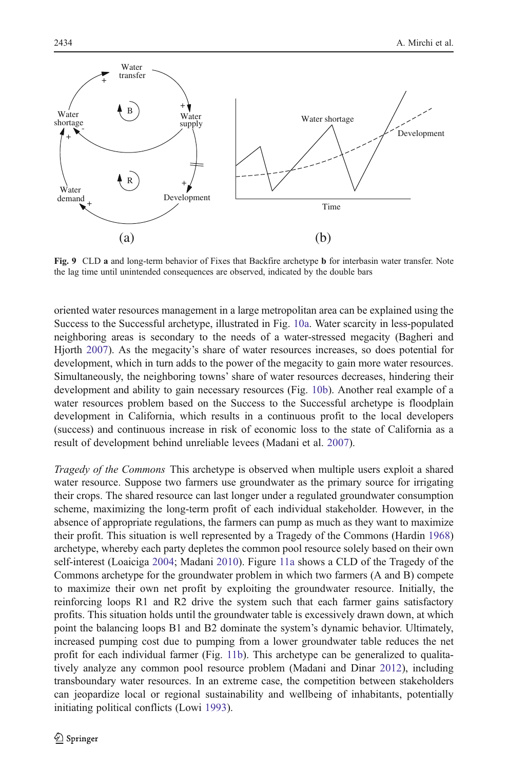Water transfer

Water shortage

Water supply

B

R

Water demand

Development

(a)

Water shortage

Development

Time

(b)

**Fig. 9** CLD **a** and long-term behavior of Fixes that Backfire archetype **b** for interbasin water transfer. Note the lag time until unintended consequences are observed, indicated by the double bars

oriented water resources management in a large metropolitan area can be explained using the Success to the Successful archetype, illustrated in Fig. 10a. Water scarcity in less-populated neighboring areas is secondary to the needs of a water-stressed megacity (Bagheri and Hjorth 2007). As the megacity's share of water resources increases, so does potential for development, which in turn adds to the power of the megacity to gain more water resources. Simultaneously, the neighboring towns' share of water resources decreases, hindering their development and ability to gain necessary resources (Fig. 10b). Another real example of a water resources problem based on the Success to the Successful archetype is floodplain development in California, which results in a continuous profit to the local developers (success) and continuous increase in risk of economic loss to the state of California as a result of development behind unreliable levees (Madani et al. 2007).

*Tragedy of the Commons* This archetype is observed when multiple users exploit a shared water resource. Suppose two farmers use groundwater as the primary source for irrigating their crops. The shared resource can last longer under a regulated groundwater consumption scheme, maximizing the long-term profit of each individual stakeholder. However, in the absence of appropriate regulations, the farmers can pump as much as they want to maximize their profit. This situation is well represented by a Tragedy of the Commons (Hardin 1968) archetype, whereby each party depletes the common pool resource solely based on their own self-interest (Loaiciga 2004; Madani 2010). Figure 11a shows a CLD of the Tragedy of the Commons archetype for the groundwater problem in which two farmers (A and B) compete to maximize their own net profit by exploiting the groundwater resource. Initially, the reinforcing loops R1 and R2 drive the system such that each farmer gains satisfactory profits. This situation holds until the groundwater table is excessively drawn down, at which point the balancing loops B1 and B2 dominate the system's dynamic behavior. Ultimately, increased pumping cost due to pumping from a lower groundwater table reduces the net profit for each individual farmer (Fig. 11b). This archetype can be generalized to qualitatively analyze any common pool resource problem (Madani and Dinar 2012), including transboundary water resources. In an extreme case, the competition between stakeholders can jeopardize local or regional sustainability and wellbeing of inhabitants, potentially initiating political conflicts (Lowi 1993).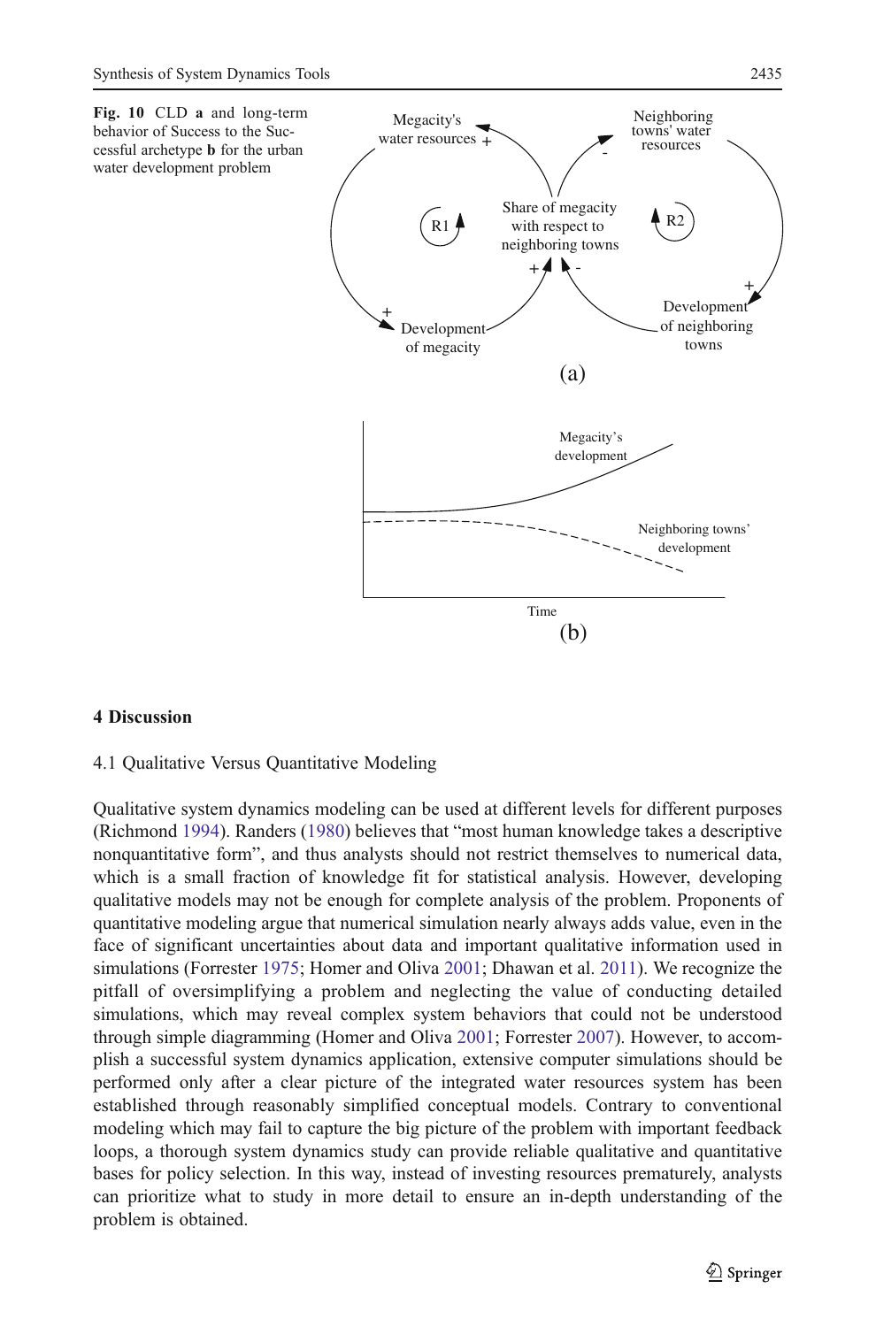**Fig. 10** CLD **a** and long-term behavior of Success to the Successful archetype **b** for the urban water development problem

Megacity's water resources +

Neighboring towns' water resources

Share of megacity with respect to neighboring towns

R1

R2

+ -

Development of megacity

Development of neighboring towns

(a)

Megacity's development

Neighboring towns' development

Time

(b)

## 4 Discussion

### 4.1 Qualitative Versus Quantitative Modeling

Qualitative system dynamics modeling can be used at different levels for different purposes (Richmond 1994). Randers (1980) believes that "most human knowledge takes a descriptive nonquantitative form", and thus analysts should not restrict themselves to numerical data, which is a small fraction of knowledge fit for statistical analysis. However, developing qualitative models may not be enough for complete analysis of the problem. Proponents of quantitative modeling argue that numerical simulation nearly always adds value, even in the face of significant uncertainties about data and important qualitative information used in simulations (Forrester 1975; Homer and Oliva 2001; Dhawan et al. 2011). We recognize the pitfall of oversimplifying a problem and neglecting the value of conducting detailed simulations, which may reveal complex system behaviors that could not be understood through simple diagramming (Homer and Oliva 2001; Forrester 2007). However, to accomplish a successful system dynamics application, extensive computer simulations should be performed only after a clear picture of the integrated water resources system has been established through reasonably simplified conceptual models. Contrary to conventional modeling which may fail to capture the big picture of the problem with important feedback loops, a thorough system dynamics study can provide reliable qualitative and quantitative bases for policy selection. In this way, instead of investing resources prematurely, analysts can prioritize what to study in more detail to ensure an in-depth understanding of the problem is obtained.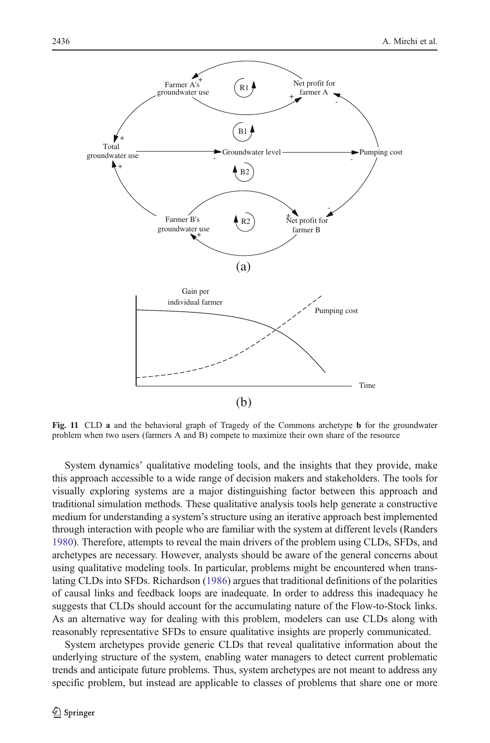Farmer A's groundwater use

R1

Net profit for farmer A

B1

Total groundwater use

Groundwater level

Pumping cost

B2

Farmer B's groundwater use

R2

Net profit for farmer B

(a)

Gain per individual farmer

Pumping cost

Time

(b)

**Fig. 11** CLD **a** and the behavioral graph of Tragedy of the Commons archetype **b** for the groundwater problem when two users (farmers A and B) compete to maximize their own share of the resource

System dynamics' qualitative modeling tools, and the insights that they provide, make this approach accessible to a wide range of decision makers and stakeholders. The tools for visually exploring systems are a major distinguishing factor between this approach and traditional simulation methods. These qualitative analysis tools help generate a constructive medium for understanding a system's structure using an iterative approach best implemented through interaction with people who are familiar with the system at different levels (Randers 1980). Therefore, attempts to reveal the main drivers of the problem using CLDs, SFDs, and archetypes are necessary. However, analysts should be aware of the general concerns about using qualitative modeling tools. In particular, problems might be encountered when translating CLDs into SFDs. Richardson (1986) argues that traditional definitions of the polarities of causal links and feedback loops are inadequate. In order to address this inadequacy he suggests that CLDs should account for the accumulating nature of the Flow-to-Stock links. As an alternative way for dealing with this problem, modelers can use CLDs along with reasonably representative SFDs to ensure qualitative insights are properly communicated.

System archetypes provide generic CLDs that reveal qualitative information about the underlying structure of the system, enabling water managers to detect current problematic trends and anticipate future problems. Thus, system archetypes are not meant to address any specific problem, but instead are applicable to classes of problems that share one or more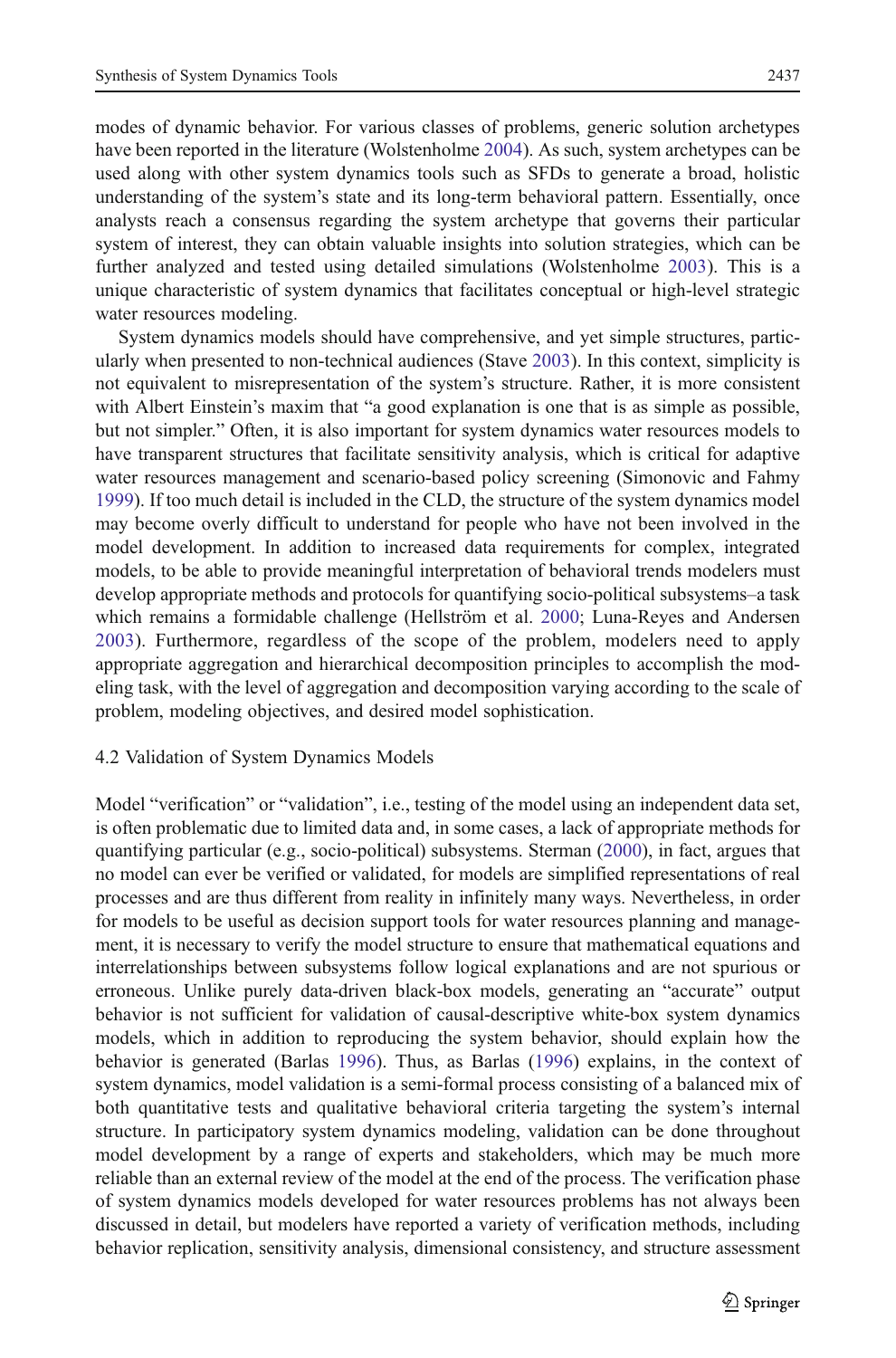modes of dynamic behavior. For various classes of problems, generic solution archetypes have been reported in the literature (Wolstenholme 2004). As such, system archetypes can be used along with other system dynamics tools such as SFDs to generate a broad, holistic understanding of the system's state and its long-term behavioral pattern. Essentially, once analysts reach a consensus regarding the system archetype that governs their particular system of interest, they can obtain valuable insights into solution strategies, which can be further analyzed and tested using detailed simulations (Wolstenholme 2003). This is a unique characteristic of system dynamics that facilitates conceptual or high-level strategic water resources modeling.

System dynamics models should have comprehensive, and yet simple structures, particularly when presented to non-technical audiences (Stave 2003). In this context, simplicity is not equivalent to misrepresentation of the system's structure. Rather, it is more consistent with Albert Einstein's maxim that "a good explanation is one that is as simple as possible, but not simpler." Often, it is also important for system dynamics water resources models to have transparent structures that facilitate sensitivity analysis, which is critical for adaptive water resources management and scenario-based policy screening (Simonovic and Fahmy 1999). If too much detail is included in the CLD, the structure of the system dynamics model may become overly difficult to understand for people who have not been involved in the model development. In addition to increased data requirements for complex, integrated models, to be able to provide meaningful interpretation of behavioral trends modelers must develop appropriate methods and protocols for quantifying socio-political subsystems–a task which remains a formidable challenge (Hellström et al. 2000; Luna-Reyes and Andersen 2003). Furthermore, regardless of the scope of the problem, modelers need to apply appropriate aggregation and hierarchical decomposition principles to accomplish the modeling task, with the level of aggregation and decomposition varying according to the scale of problem, modeling objectives, and desired model sophistication.

### 4.2 Validation of System Dynamics Models

Model "verification" or "validation", i.e., testing of the model using an independent data set, is often problematic due to limited data and, in some cases, a lack of appropriate methods for quantifying particular (e.g., socio-political) subsystems. Sterman (2000), in fact, argues that no model can ever be verified or validated, for models are simplified representations of real processes and are thus different from reality in infinitely many ways. Nevertheless, in order for models to be useful as decision support tools for water resources planning and management, it is necessary to verify the model structure to ensure that mathematical equations and interrelationships between subsystems follow logical explanations and are not spurious or erroneous. Unlike purely data-driven black-box models, generating an "accurate" output behavior is not sufficient for validation of causal-descriptive white-box system dynamics models, which in addition to reproducing the system behavior, should explain how the behavior is generated (Barlas 1996). Thus, as Barlas (1996) explains, in the context of system dynamics, model validation is a semi-formal process consisting of a balanced mix of both quantitative tests and qualitative behavioral criteria targeting the system's internal structure. In participatory system dynamics modeling, validation can be done throughout model development by a range of experts and stakeholders, which may be much more reliable than an external review of the model at the end of the process. The verification phase of system dynamics models developed for water resources problems has not always been discussed in detail, but modelers have reported a variety of verification methods, including behavior replication, sensitivity analysis, dimensional consistency, and structure assessment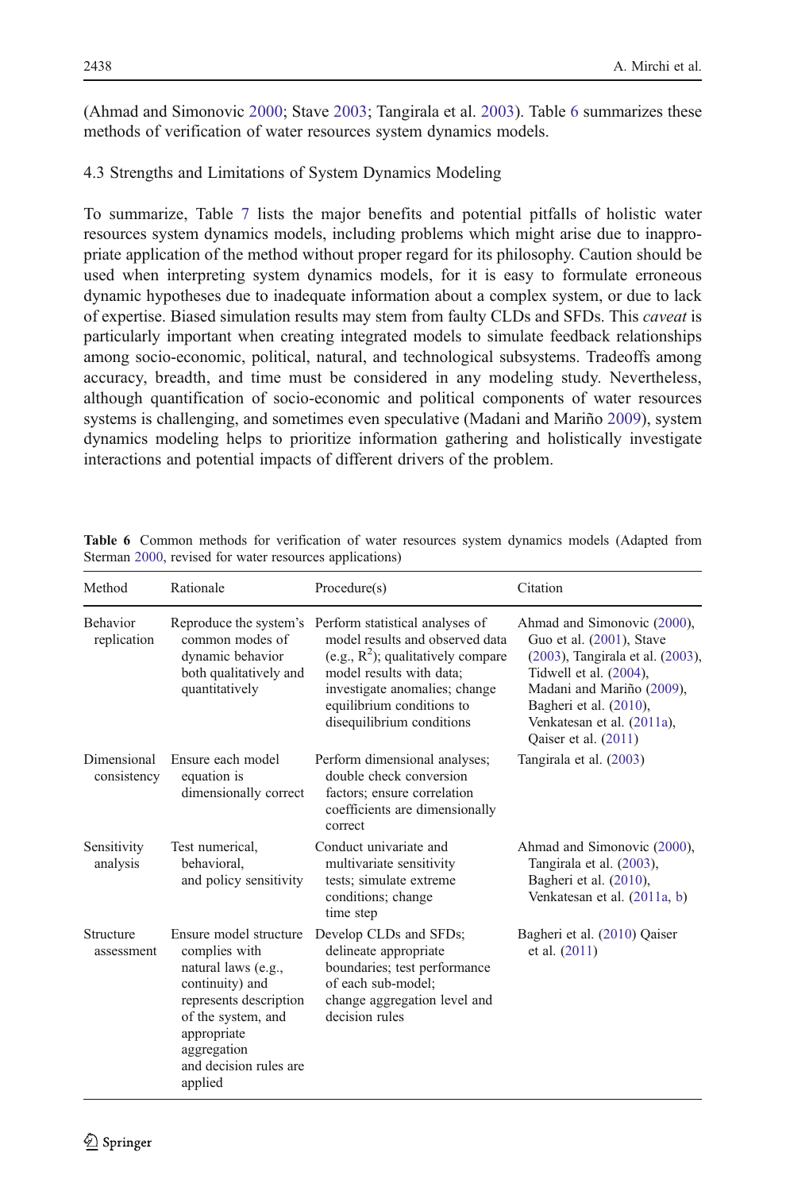(Ahmad and Simonovic 2000; Stave 2003; Tangirala et al. 2003). Table 6 summarizes these methods of verification of water resources system dynamics models.

### 4.3 Strengths and Limitations of System Dynamics Modeling

To summarize, Table 7 lists the major benefits and potential pitfalls of holistic water resources system dynamics models, including problems which might arise due to inappropriate application of the method without proper regard for its philosophy. Caution should be used when interpreting system dynamics models, for it is easy to formulate erroneous dynamic hypotheses due to inadequate information about a complex system, or due to lack of expertise. Biased simulation results may stem from faulty CLDs and SFDs. This *caveat* is particularly important when creating integrated models to simulate feedback relationships among socio-economic, political, natural, and technological subsystems. Tradeoffs among accuracy, breadth, and time must be considered in any modeling study. Nevertheless, although quantification of socio-economic and political components of water resources systems is challenging, and sometimes even speculative (Madani and Mariño 2009), system dynamics modeling helps to prioritize information gathering and holistically investigate interactions and potential impacts of different drivers of the problem.

**Table 6** Common methods for verification of water resources system dynamics models (Adapted from Sterman 2000, revised for water resources applications)

| Method | Rationale | Procedure(s) | Citation |
|---|---|---|---|
| Behavior replication | Reproduce the system's common modes of dynamic behavior both qualitatively and quantitatively | Perform statistical analyses of model results and observed data (e.g., $R^2$); qualitatively compare model results with data; investigate anomalies; change equilibrium conditions to disequilibrium conditions | Ahmad and Simonovic (2000), Guo et al. (2001), Stave (2003), Tangirala et al. (2003), Tidwell et al. (2004), Madani and Mariño (2009), Bagheri et al. (2010), Venkatesan et al. (2011a), Qaiser et al. (2011) |
| Dimensional consistency | Ensure each model equation is dimensionally correct | Perform dimensional analyses; double check conversion factors; ensure correlation coefficients are dimensionally correct | Tangirala et al. (2003) |
| Sensitivity analysis | Test numerical, behavioral, and policy sensitivity | Conduct univariate and multivariate sensitivity tests; simulate extreme conditions; change time step | Ahmad and Simonovic (2000), Tangirala et al. (2003), Bagheri et al. (2010), Venkatesan et al. (2011a, b) |
| Structure assessment | Ensure model structure complies with natural laws (e.g., continuity) and represents description of the system, and appropriate aggregation and decision rules are applied | Develop CLDs and SFDs; delineate appropriate boundaries; test performance of each sub-model; change aggregation level and decision rules | Bagheri et al. (2010) Qaiser et al. (2011) |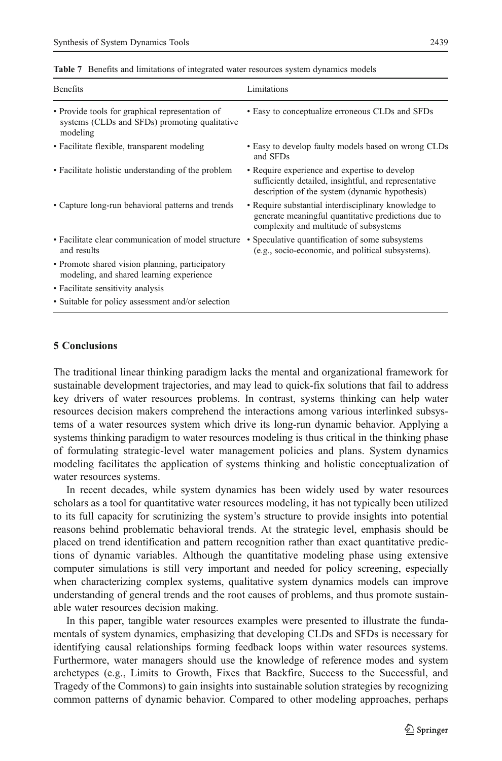**Table 7** Benefits and limitations of integrated water resources system dynamics models

| Benefits | Limitations |
|---|---|
| • Provide tools for graphical representation of systems (CLDs and SFDs) promoting qualitative modeling | • Easy to conceptualize erroneous CLDs and SFDs |
| • Facilitate flexible, transparent modeling | • Easy to develop faulty models based on wrong CLDs and SFDs |
| • Facilitate holistic understanding of the problem | • Require experience and expertise to develop sufficiently detailed, insightful, and representative description of the system (dynamic hypothesis) |
| • Capture long-run behavioral patterns and trends | • Require substantial interdisciplinary knowledge to generate meaningful quantitative predictions due to complexity and multitude of subsystems |
| • Facilitate clear communication of model structure and results | • Speculative quantification of some subsystems (e.g., socio-economic, and political subsystems). |
| • Promote shared vision planning, participatory modeling, and shared learning experience | |
| • Facilitate sensitivity analysis | |
| • Suitable for policy assessment and/or selection | |

## 5 Conclusions

The traditional linear thinking paradigm lacks the mental and organizational framework for sustainable development trajectories, and may lead to quick-fix solutions that fail to address key drivers of water resources problems. In contrast, systems thinking can help water resources decision makers comprehend the interactions among various interlinked subsystems of a water resources system which drive its long-run dynamic behavior. Applying a systems thinking paradigm to water resources modeling is thus critical in the thinking phase of formulating strategic-level water management policies and plans. System dynamics modeling facilitates the application of systems thinking and holistic conceptualization of water resources systems.

In recent decades, while system dynamics has been widely used by water resources scholars as a tool for quantitative water resources modeling, it has not typically been utilized to its full capacity for scrutinizing the system's structure to provide insights into potential reasons behind problematic behavioral trends. At the strategic level, emphasis should be placed on trend identification and pattern recognition rather than exact quantitative predictions of dynamic variables. Although the quantitative modeling phase using extensive computer simulations is still very important and needed for policy screening, especially when characterizing complex systems, qualitative system dynamics models can improve understanding of general trends and the root causes of problems, and thus promote sustainable water resources decision making.

In this paper, tangible water resources examples were presented to illustrate the fundamentals of system dynamics, emphasizing that developing CLDs and SFDs is necessary for identifying causal relationships forming feedback loops within water resources systems. Furthermore, water managers should use the knowledge of reference modes and system archetypes (e.g., Limits to Growth, Fixes that Backfire, Success to the Successful, and Tragedy of the Commons) to gain insights into sustainable solution strategies by recognizing common patterns of dynamic behavior. Compared to other modeling approaches, perhaps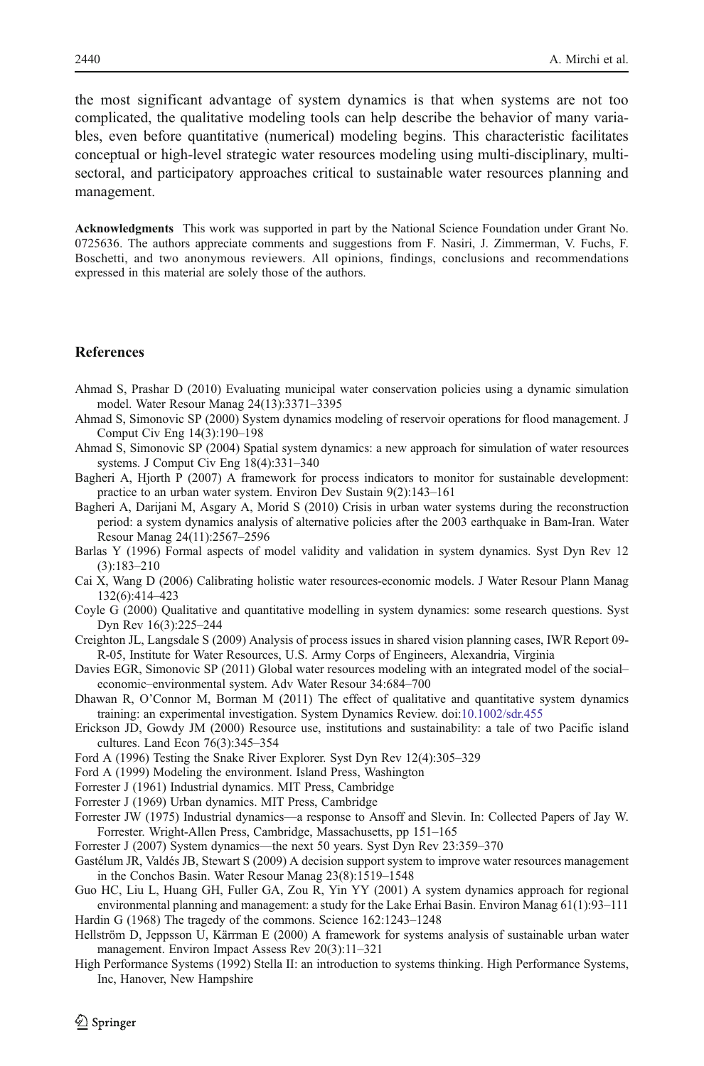the most significant advantage of system dynamics is that when systems are not too complicated, the qualitative modeling tools can help describe the behavior of many variables, even before quantitative (numerical) modeling begins. This characteristic facilitates conceptual or high-level strategic water resources modeling using multi-disciplinary, multi-sectoral, and participatory approaches critical to sustainable water resources planning and management.

**Acknowledgments** This work was supported in part by the National Science Foundation under Grant No. 0725636. The authors appreciate comments and suggestions from F. Nasiri, J. Zimmerman, V. Fuchs, F. Boschetti, and two anonymous reviewers. All opinions, findings, conclusions and recommendations expressed in this material are solely those of the authors.

## References

Ahmad S, Prashar D (2010) Evaluating municipal water conservation policies using a dynamic simulation model. Water Resour Manag 24(13):3371–3395

Ahmad S, Simonovic SP (2000) System dynamics modeling of reservoir operations for flood management. J Comput Civ Eng 14(3):190–198

Ahmad S, Simonovic SP (2004) Spatial system dynamics: a new approach for simulation of water resources systems. J Comput Civ Eng 18(4):331–340

Bagheri A, Hjorth P (2007) A framework for process indicators to monitor for sustainable development: practice to an urban water system. Environ Dev Sustain 9(2):143–161

Bagheri A, Darijani M, Asgary A, Morid S (2010) Crisis in urban water systems during the reconstruction period: a system dynamics analysis of alternative policies after the 2003 earthquake in Bam-Iran. Water Resour Manag 24(11):2567–2596

Barlas Y (1996) Formal aspects of model validity and validation in system dynamics. Syst Dyn Rev 12 (3):183–210

Cai X, Wang D (2006) Calibrating holistic water resources-economic models. J Water Resour Plann Manag 132(6):414–423

Coyle G (2000) Qualitative and quantitative modelling in system dynamics: some research questions. Syst Dyn Rev 16(3):225–244

Creighton JL, Langsdale S (2009) Analysis of process issues in shared vision planning cases, IWR Report 09-R-05, Institute for Water Resources, U.S. Army Corps of Engineers, Alexandria, Virginia

Davies EGR, Simonovic SP (2011) Global water resources modeling with an integrated model of the social–economic–environmental system. Adv Water Resour 34:684–700

Dhawan R, O'Connor M, Borman M (2011) The effect of qualitative and quantitative system dynamics training: an experimental investigation. System Dynamics Review. doi:10.1002/sdr.455

Erickson JD, Gowdy JM (2000) Resource use, institutions and sustainability: a tale of two Pacific island cultures. Land Econ 76(3):345–354

Ford A (1996) Testing the Snake River Explorer. Syst Dyn Rev 12(4):305–329

Ford A (1999) Modeling the environment. Island Press, Washington

Forrester J (1961) Industrial dynamics. MIT Press, Cambridge

Forrester J (1969) Urban dynamics. MIT Press, Cambridge

Forrester JW (1975) Industrial dynamics—a response to Ansoff and Slevin. In: Collected Papers of Jay W. Forrester. Wright-Allen Press, Cambridge, Massachusetts, pp 151–165

Forrester J (2007) System dynamics—the next 50 years. Syst Dyn Rev 23:359–370

Gastélum JR, Valdés JB, Stewart S (2009) A decision support system to improve water resources management in the Conchos Basin. Water Resour Manag 23(8):1519–1548

Guo HC, Liu L, Huang GH, Fuller GA, Zou R, Yin YY (2001) A system dynamics approach for regional environmental planning and management: a study for the Lake Erhai Basin. Environ Manag 61(1):93–111

Hardin G (1968) The tragedy of the commons. Science 162:1243–1248

Hellström D, Jeppsson U, Kärrman E (2000) A framework for systems analysis of sustainable urban water management. Environ Impact Assess Rev 20(3):11–321

High Performance Systems (1992) Stella II: an introduction to systems thinking. High Performance Systems, Inc, Hanover, New Hampshire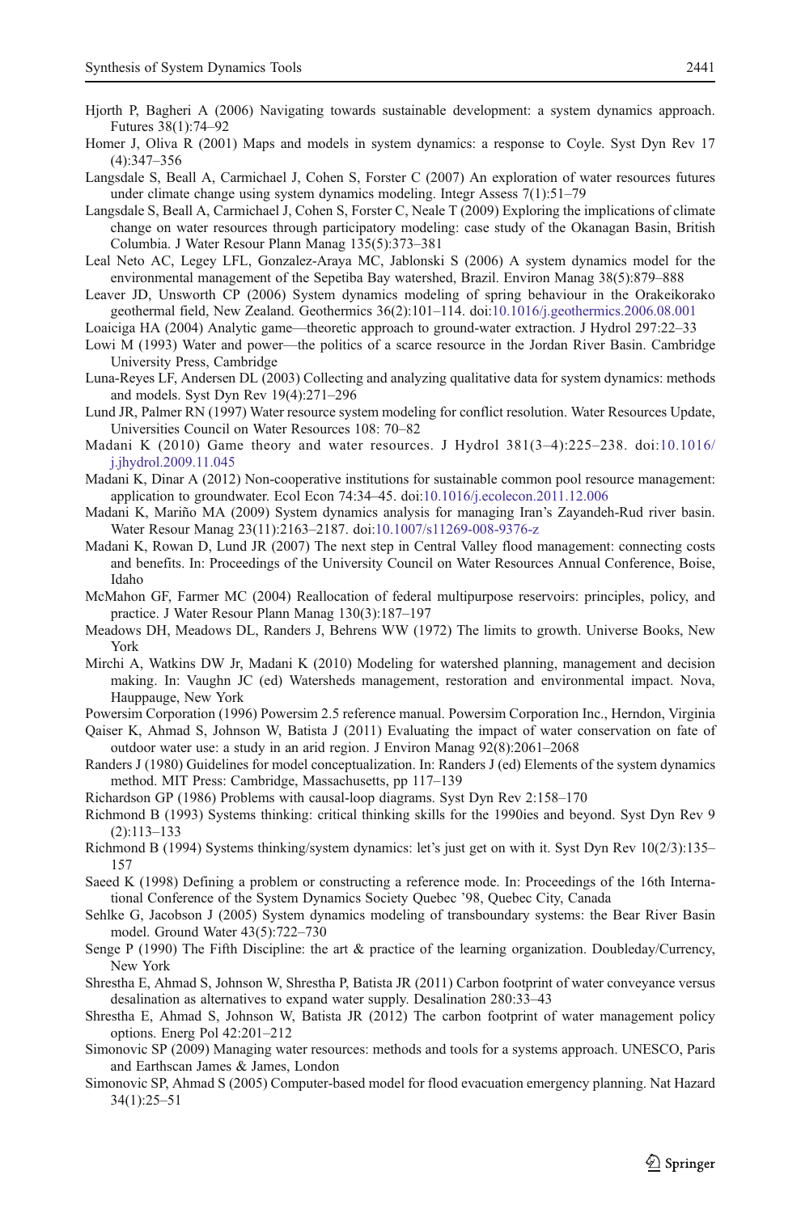Hjorth P, Bagheri A (2006) Navigating towards sustainable development: a system dynamics approach. Futures 38(1):74–92

Homer J, Oliva R (2001) Maps and models in system dynamics: a response to Coyle. Syst Dyn Rev 17 (4):347–356

Langsdale S, Beall A, Carmichael J, Cohen S, Forster C (2007) An exploration of water resources futures under climate change using system dynamics modeling. Integr Assess 7(1):51–79

Langsdale S, Beall A, Carmichael J, Cohen S, Forster C, Neale T (2009) Exploring the implications of climate change on water resources through participatory modeling: case study of the Okanagan Basin, British Columbia. J Water Resour Plann Manag 135(5):373–381

Leal Neto AC, Legey LFL, Gonzalez-Araya MC, Jablonski S (2006) A system dynamics model for the environmental management of the Sepetiba Bay watershed, Brazil. Environ Manag 38(5):879–888

Leaver JD, Unsworth CP (2006) System dynamics modeling of spring behaviour in the Orakeikorako geothermal field, New Zealand. Geothermics 36(2):101–114. doi:10.1016/j.geothermics.2006.08.001

Loaiciga HA (2004) Analytic game—theoretic approach to ground-water extraction. J Hydrol 297:22–33

Lowi M (1993) Water and power—the politics of a scarce resource in the Jordan River Basin. Cambridge University Press, Cambridge

Luna-Reyes LF, Andersen DL (2003) Collecting and analyzing qualitative data for system dynamics: methods and models. Syst Dyn Rev 19(4):271–296

Lund JR, Palmer RN (1997) Water resource system modeling for conflict resolution. Water Resources Update, Universities Council on Water Resources 108: 70–82

Madani K (2010) Game theory and water resources. J Hydrol 381(3–4):225–238. doi:10.1016/j.jhydrol.2009.11.045

Madani K, Dinar A (2012) Non-cooperative institutions for sustainable common pool resource management: application to groundwater. Ecol Econ 74:34–45. doi:10.1016/j.ecolecon.2011.12.006

Madani K, Mariño MA (2009) System dynamics analysis for managing Iran's Zayandeh-Rud river basin. Water Resour Manag 23(11):2163–2187. doi:10.1007/s11269-008-9376-z

Madani K, Rowan D, Lund JR (2007) The next step in Central Valley flood management: connecting costs and benefits. In: Proceedings of the University Council on Water Resources Annual Conference, Boise, Idaho

McMahon GF, Farmer MC (2004) Reallocation of federal multipurpose reservoirs: principles, policy, and practice. J Water Resour Plann Manag 130(3):187–197

Meadows DH, Meadows DL, Randers J, Behrens WW (1972) The limits to growth. Universe Books, New York

Mirchi A, Watkins DW Jr, Madani K (2010) Modeling for watershed planning, management and decision making. In: Vaughn JC (ed) Watersheds management, restoration and environmental impact. Nova, Hauppauge, New York

Powersim Corporation (1996) Powersim 2.5 reference manual. Powersim Corporation Inc., Herndon, Virginia

Qaiser K, Ahmad S, Johnson W, Batista J (2011) Evaluating the impact of water conservation on fate of outdoor water use: a study in an arid region. J Environ Manag 92(8):2061–2068

Randers J (1980) Guidelines for model conceptualization. In: Randers J (ed) Elements of the system dynamics method. MIT Press: Cambridge, Massachusetts, pp 117–139

Richardson GP (1986) Problems with causal-loop diagrams. Syst Dyn Rev 2:158–170

Richmond B (1993) Systems thinking: critical thinking skills for the 1990ies and beyond. Syst Dyn Rev 9 (2):113–133

Richmond B (1994) Systems thinking/system dynamics: let's just get on with it. Syst Dyn Rev 10(2/3):135–157

Saeed K (1998) Defining a problem or constructing a reference mode. In: Proceedings of the 16th International Conference of the System Dynamics Society Quebec '98, Quebec City, Canada

Sehlke G, Jacobson J (2005) System dynamics modeling of transboundary systems: the Bear River Basin model. Ground Water 43(5):722–730

Senge P (1990) The Fifth Discipline: the art & practice of the learning organization. Doubleday/Currency, New York

Shrestha E, Ahmad S, Johnson W, Shrestha P, Batista JR (2011) Carbon footprint of water conveyance versus desalination as alternatives to expand water supply. Desalination 280:33–43

Shrestha E, Ahmad S, Johnson W, Batista JR (2012) The carbon footprint of water management policy options. Energ Pol 42:201–212

Simonovic SP (2009) Managing water resources: methods and tools for a systems approach. UNESCO, Paris and Earthscan James & James, London

Simonovic SP, Ahmad S (2005) Computer-based model for flood evacuation emergency planning. Nat Hazard 34(1):25–51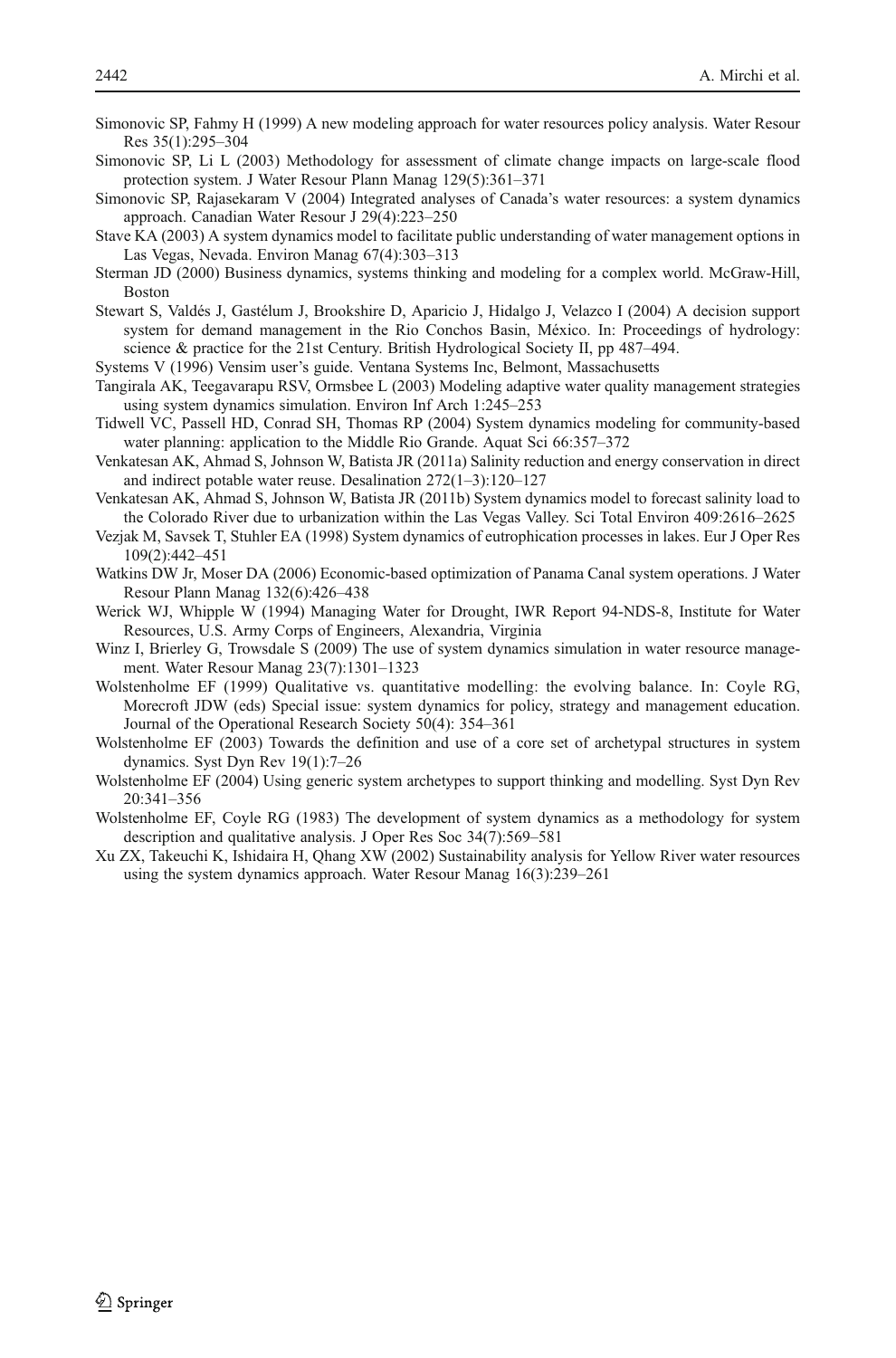Simonovic SP, Fahmy H (1999) A new modeling approach for water resources policy analysis. Water Resour Res 35(1):295–304

Simonovic SP, Li L (2003) Methodology for assessment of climate change impacts on large-scale flood protection system. J Water Resour Plann Manag 129(5):361–371

Simonovic SP, Rajasekaram V (2004) Integrated analyses of Canada's water resources: a system dynamics approach. Canadian Water Resour J 29(4):223–250

Stave KA (2003) A system dynamics model to facilitate public understanding of water management options in Las Vegas, Nevada. Environ Manag 67(4):303–313

Sterman JD (2000) Business dynamics, systems thinking and modeling for a complex world. McGraw-Hill, Boston

Stewart S, Valdés J, Gastélum J, Brookshire D, Aparicio J, Hidalgo J, Velazco I (2004) A decision support system for demand management in the Rio Conchos Basin, México. In: Proceedings of hydrology: science & practice for the 21st Century. British Hydrological Society II, pp 487–494.

Systems V (1996) Vensim user's guide. Ventana Systems Inc, Belmont, Massachusetts

Tangirala AK, Teegavarapu RSV, Ormsbee L (2003) Modeling adaptive water quality management strategies using system dynamics simulation. Environ Inf Arch 1:245–253

Tidwell VC, Passell HD, Conrad SH, Thomas RP (2004) System dynamics modeling for community-based water planning: application to the Middle Rio Grande. Aquat Sci 66:357–372

Venkatesan AK, Ahmad S, Johnson W, Batista JR (2011a) Salinity reduction and energy conservation in direct and indirect potable water reuse. Desalination 272(1–3):120–127

Venkatesan AK, Ahmad S, Johnson W, Batista JR (2011b) System dynamics model to forecast salinity load to the Colorado River due to urbanization within the Las Vegas Valley. Sci Total Environ 409:2616–2625

Vezjak M, Savsek T, Stuhler EA (1998) System dynamics of eutrophication processes in lakes. Eur J Oper Res 109(2):442–451

Watkins DW Jr, Moser DA (2006) Economic-based optimization of Panama Canal system operations. J Water Resour Plann Manag 132(6):426–438

Werick WJ, Whipple W (1994) Managing Water for Drought, IWR Report 94-NDS-8, Institute for Water Resources, U.S. Army Corps of Engineers, Alexandria, Virginia

Winz I, Brierley G, Trowsdale S (2009) The use of system dynamics simulation in water resource management. Water Resour Manag 23(7):1301–1323

Wolstenholme EF (1999) Qualitative vs. quantitative modelling: the evolving balance. In: Coyle RG, Morecroft JDW (eds) Special issue: system dynamics for policy, strategy and management education. Journal of the Operational Research Society 50(4): 354–361

Wolstenholme EF (2003) Towards the definition and use of a core set of archetypal structures in system dynamics. Syst Dyn Rev 19(1):7–26

Wolstenholme EF (2004) Using generic system archetypes to support thinking and modelling. Syst Dyn Rev 20:341–356

Wolstenholme EF, Coyle RG (1983) The development of system dynamics as a methodology for system description and qualitative analysis. J Oper Res Soc 34(7):569–581

Xu ZX, Takeuchi K, Ishidaira H, Qhang XW (2002) Sustainability analysis for Yellow River water resources using the system dynamics approach. Water Resour Manag 16(3):239–261